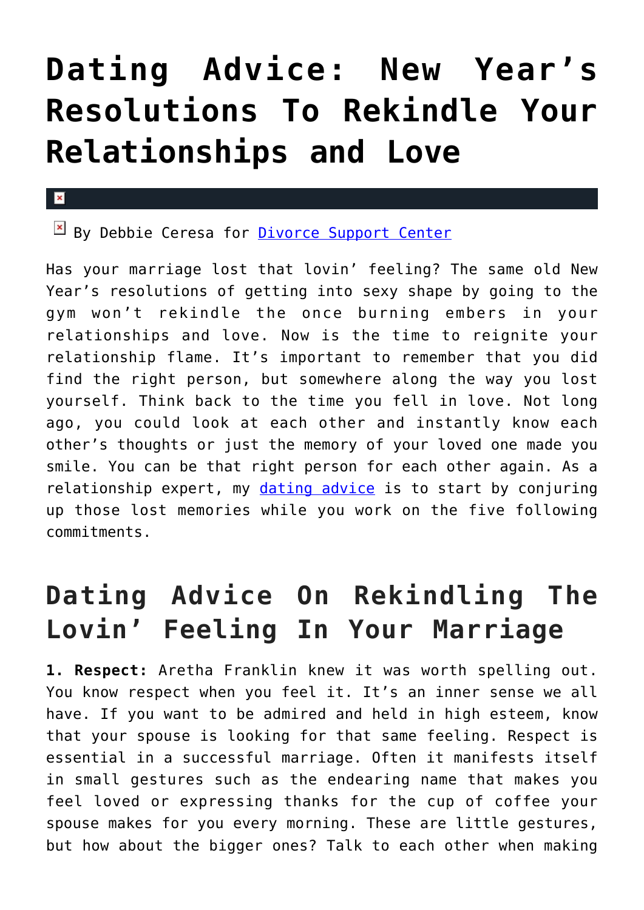# Dating Advice: New Year's Resolutions To Rekindle Your Relationships and Love

By Debbie Ceresa for Divorce Support Center

Has your marriage lost that lovin' feeling? The same old New Year's resolutions of getting into sexy shape by going to the gym won't rekindle the once burning embers in your relationships and love. Now is the time to reignite your relationship flame. It's important to remember that you did find the right person, but somewhere along the way you lost yourself. Think back to the time you fell in love. Not long ago, you could look at each other and instantly know each other's thoughts or just the memory of your loved one made you smile. You can be that right person for each other again. As a relationship expert, my dating advice is to start by conjuring up those lost memories while you work on the five following commitments.

## Dating Advice On Rekindling The Lovin' Feeling In Your Marriage

**1. Respect:** Aretha Franklin knew it was worth spelling out. You know respect when you feel it. It's an inner sense we all have. If you want to be admired and held in high esteem, know that your spouse is looking for that same feeling. Respect is essential in a successful marriage. Often it manifests itself in small gestures such as the endearing name that makes you feel loved or expressing thanks for the cup of coffee your spouse makes for you every morning. These are little gestures, but how about the bigger ones? Talk to each other when making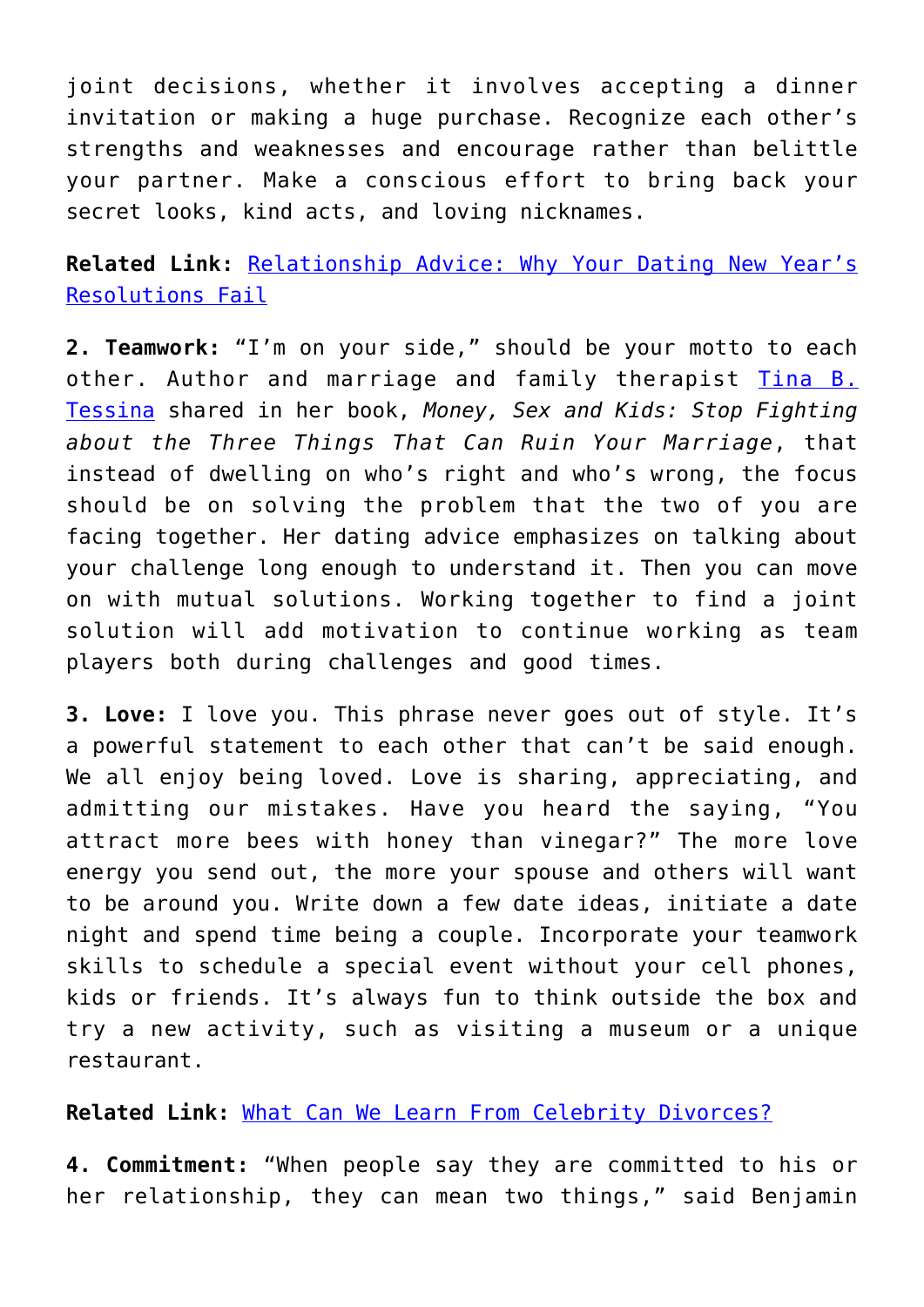joint decisions, whether it involves accepting a dinner invitation or making a huge purchase. Recognize each other's strengths and weaknesses and encourage rather than belittle your partner. Make a conscious effort to bring back your secret looks, kind acts, and loving nicknames.

**Related Link:** [Relationship Advice: Why Your Dating New Year's Resolutions Fail]()

**2. Teamwork:** "I'm on your side," should be your motto to each other. Author and marriage and family therapist [Tina B. Tessina]() shared in her book, *Money, Sex and Kids: Stop Fighting about the Three Things That Can Ruin Your Marriage*, that instead of dwelling on who's right and who's wrong, the focus should be on solving the problem that the two of you are facing together. Her dating advice emphasizes on talking about your challenge long enough to understand it. Then you can move on with mutual solutions. Working together to find a joint solution will add motivation to continue working as team players both during challenges and good times.

**3. Love:** I love you. This phrase never goes out of style. It's a powerful statement to each other that can't be said enough. We all enjoy being loved. Love is sharing, appreciating, and admitting our mistakes. Have you heard the saying, "You attract more bees with honey than vinegar?" The more love energy you send out, the more your spouse and others will want to be around you. Write down a few date ideas, initiate a date night and spend time being a couple. Incorporate your teamwork skills to schedule a special event without your cell phones, kids or friends. It's always fun to think outside the box and try a new activity, such as visiting a museum or a unique restaurant.

**Related Link:** [What Can We Learn From Celebrity Divorces?]()

**4. Commitment:** "When people say they are committed to his or her relationship, they can mean two things," said Benjamin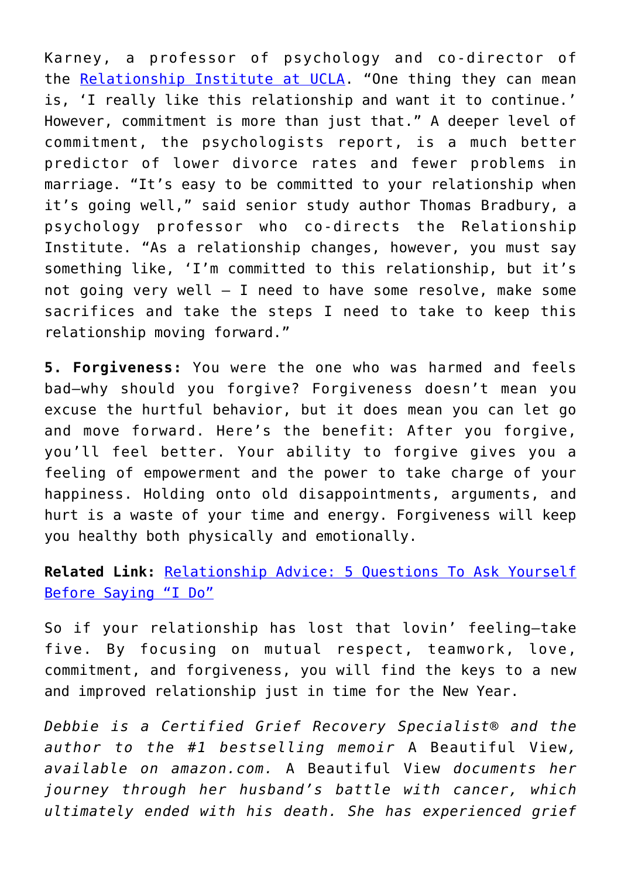Karney, a professor of psychology and co-director of the [Relationship Institute at UCLA](). "One thing they can mean is, 'I really like this relationship and want it to continue.' However, commitment is more than just that." A deeper level of commitment, the psychologists report, is a much better predictor of lower divorce rates and fewer problems in marriage. "It's easy to be committed to your relationship when it's going well," said senior study author Thomas Bradbury, a psychology professor who co-directs the Relationship Institute. "As a relationship changes, however, you must say something like, 'I'm committed to this relationship, but it's not going very well — I need to have some resolve, make some sacrifices and take the steps I need to take to keep this relationship moving forward."

**5. Forgiveness:** You were the one who was harmed and feels bad—why should you forgive? Forgiveness doesn't mean you excuse the hurtful behavior, but it does mean you can let go and move forward. Here's the benefit: After you forgive, you'll feel better. Your ability to forgive gives you a feeling of empowerment and the power to take charge of your happiness. Holding onto old disappointments, arguments, and hurt is a waste of your time and energy. Forgiveness will keep you healthy both physically and emotionally.

**Related Link:** [Relationship Advice: 5 Questions To Ask Yourself Before Saying "I Do"]()

So if your relationship has lost that lovin' feeling—take five. By focusing on mutual respect, teamwork, love, commitment, and forgiveness, you will find the keys to a new and improved relationship just in time for the New Year.

*Debbie is a Certified Grief Recovery Specialist® and the author to the #1 bestselling memoir* A Beautiful View*, available on amazon.com.* A Beautiful View *documents her journey through her husband's battle with cancer, which ultimately ended with his death. She has experienced grief*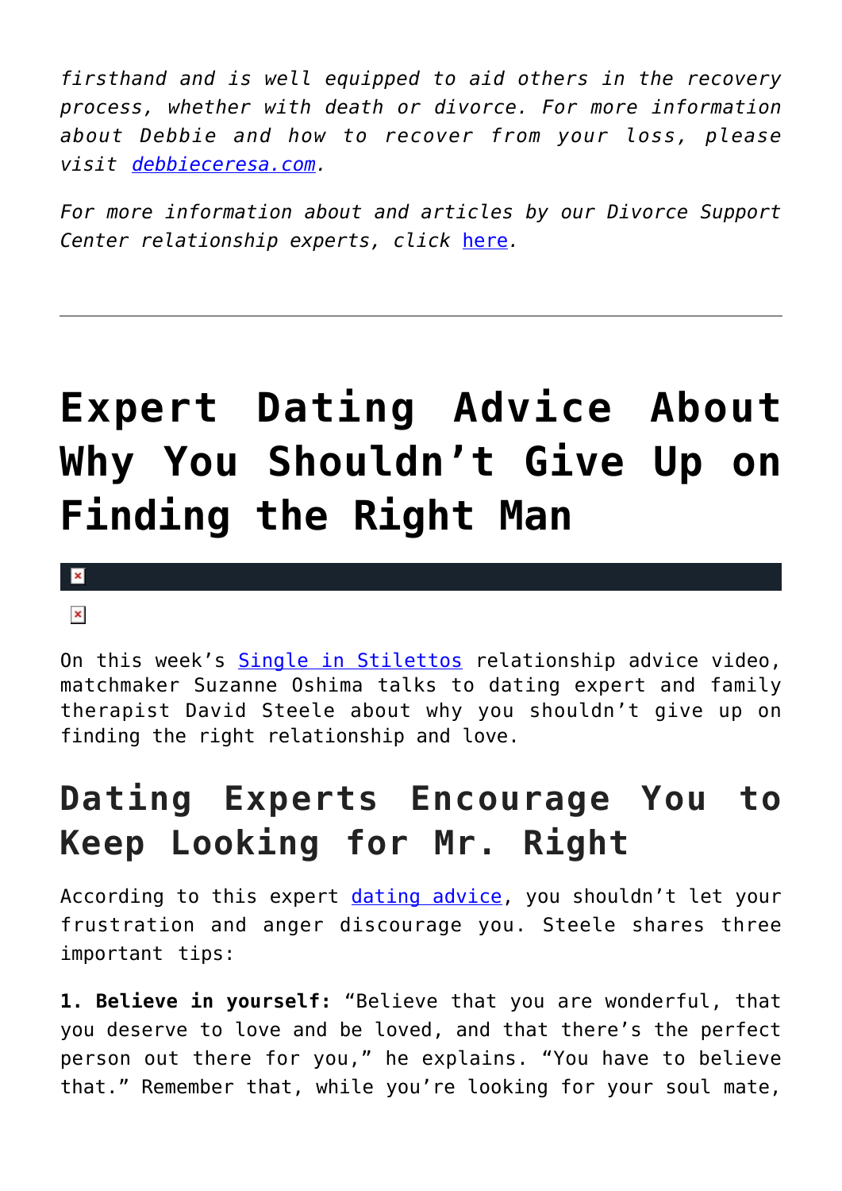*firsthand and is well equipped to aid others in the recovery process, whether with death or divorce. For more information about Debbie and how to recover from your loss, please visit debbieceresa.com.*

*For more information about and articles by our Divorce Support Center relationship experts, click here.*

---

# Expert Dating Advice About Why You Shouldn't Give Up on Finding the Right Man

On this week's Single in Stilettos relationship advice video, matchmaker Suzanne Oshima talks to dating expert and family therapist David Steele about why you shouldn't give up on finding the right relationship and love.

## Dating Experts Encourage You to Keep Looking for Mr. Right

According to this expert dating advice, you shouldn't let your frustration and anger discourage you. Steele shares three important tips:

**1. Believe in yourself:** "Believe that you are wonderful, that you deserve to love and be loved, and that there's the perfect person out there for you," he explains. "You have to believe that." Remember that, while you're looking for your soul mate,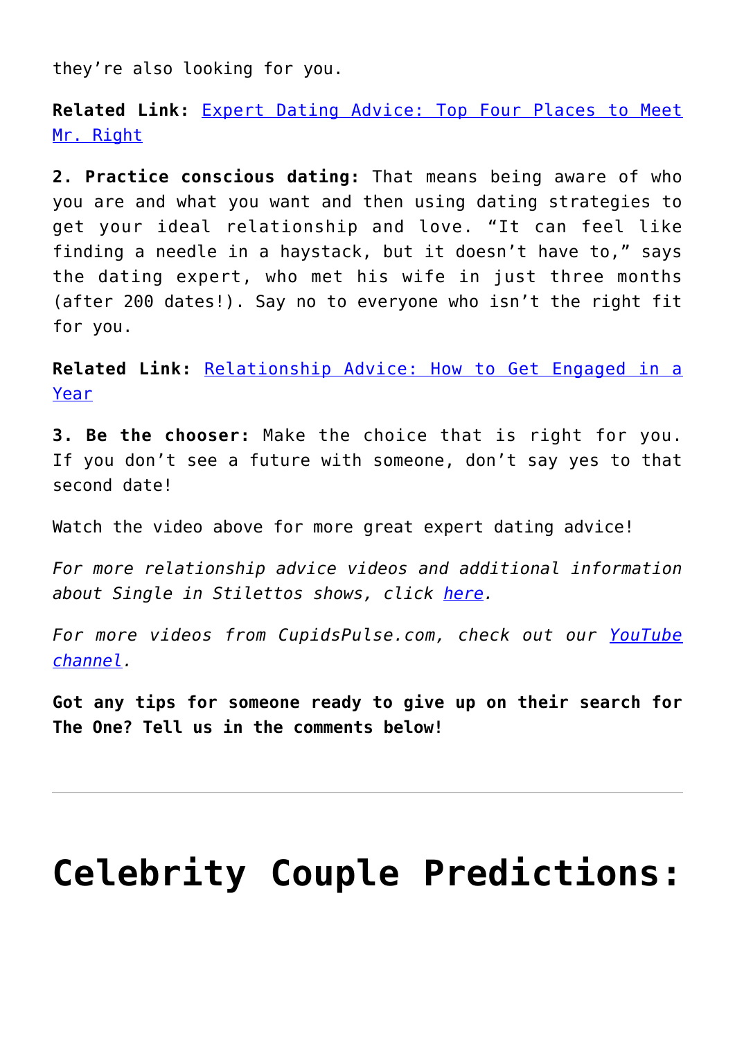they're also looking for you.

**Related Link:** Expert Dating Advice: Top Four Places to Meet Mr. Right

**2. Practice conscious dating:** That means being aware of who you are and what you want and then using dating strategies to get your ideal relationship and love. "It can feel like finding a needle in a haystack, but it doesn't have to," says the dating expert, who met his wife in just three months (after 200 dates!). Say no to everyone who isn't the right fit for you.

**Related Link:** Relationship Advice: How to Get Engaged in a Year

**3. Be the chooser:** Make the choice that is right for you. If you don't see a future with someone, don't say yes to that second date!

Watch the video above for more great expert dating advice!

*For more relationship advice videos and additional information about Single in Stilettos shows, click here.*

*For more videos from CupidsPulse.com, check out our YouTube channel.*

**Got any tips for someone ready to give up on their search for The One? Tell us in the comments below!**

---

# Celebrity Couple Predictions: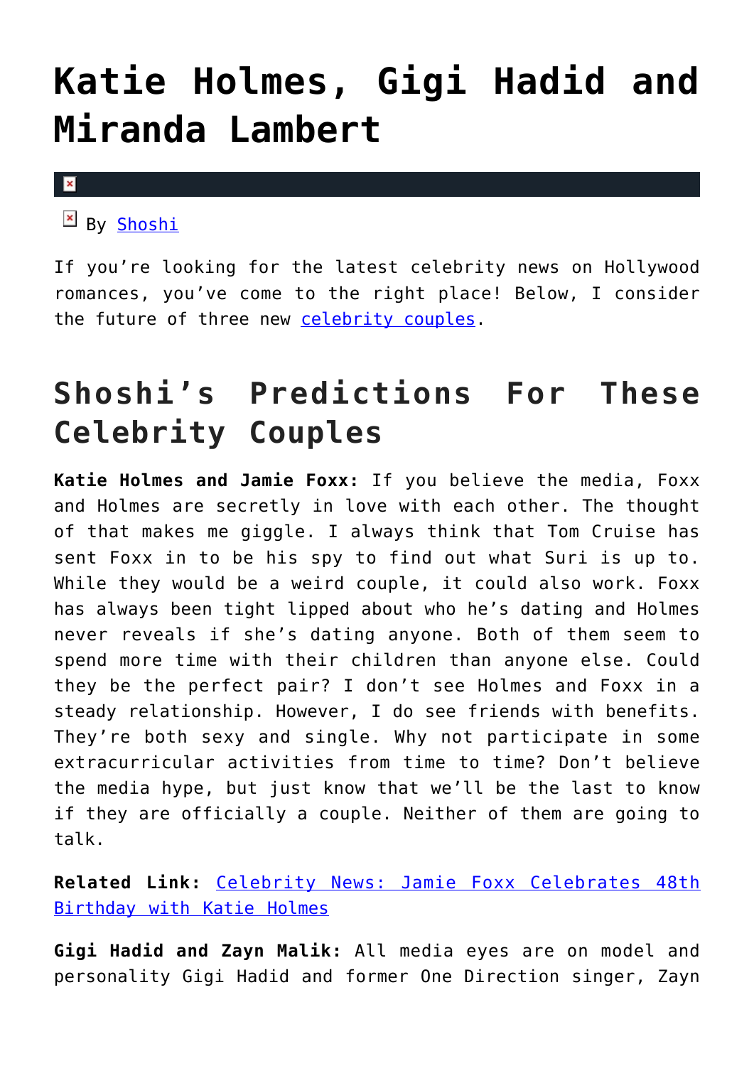# Katie Holmes, Gigi Hadid and Miranda Lambert

By Shoshi

If you're looking for the latest celebrity news on Hollywood romances, you've come to the right place! Below, I consider the future of three new celebrity couples.

## Shoshi's Predictions For These Celebrity Couples

**Katie Holmes and Jamie Foxx:** If you believe the media, Foxx and Holmes are secretly in love with each other. The thought of that makes me giggle. I always think that Tom Cruise has sent Foxx in to be his spy to find out what Suri is up to. While they would be a weird couple, it could also work. Foxx has always been tight lipped about who he's dating and Holmes never reveals if she's dating anyone. Both of them seem to spend more time with their children than anyone else. Could they be the perfect pair? I don't see Holmes and Foxx in a steady relationship. However, I do see friends with benefits. They're both sexy and single. Why not participate in some extracurricular activities from time to time? Don't believe the media hype, but just know that we'll be the last to know if they are officially a couple. Neither of them are going to talk.

**Related Link:** Celebrity News: Jamie Foxx Celebrates 48th Birthday with Katie Holmes

**Gigi Hadid and Zayn Malik:** All media eyes are on model and personality Gigi Hadid and former One Direction singer, Zayn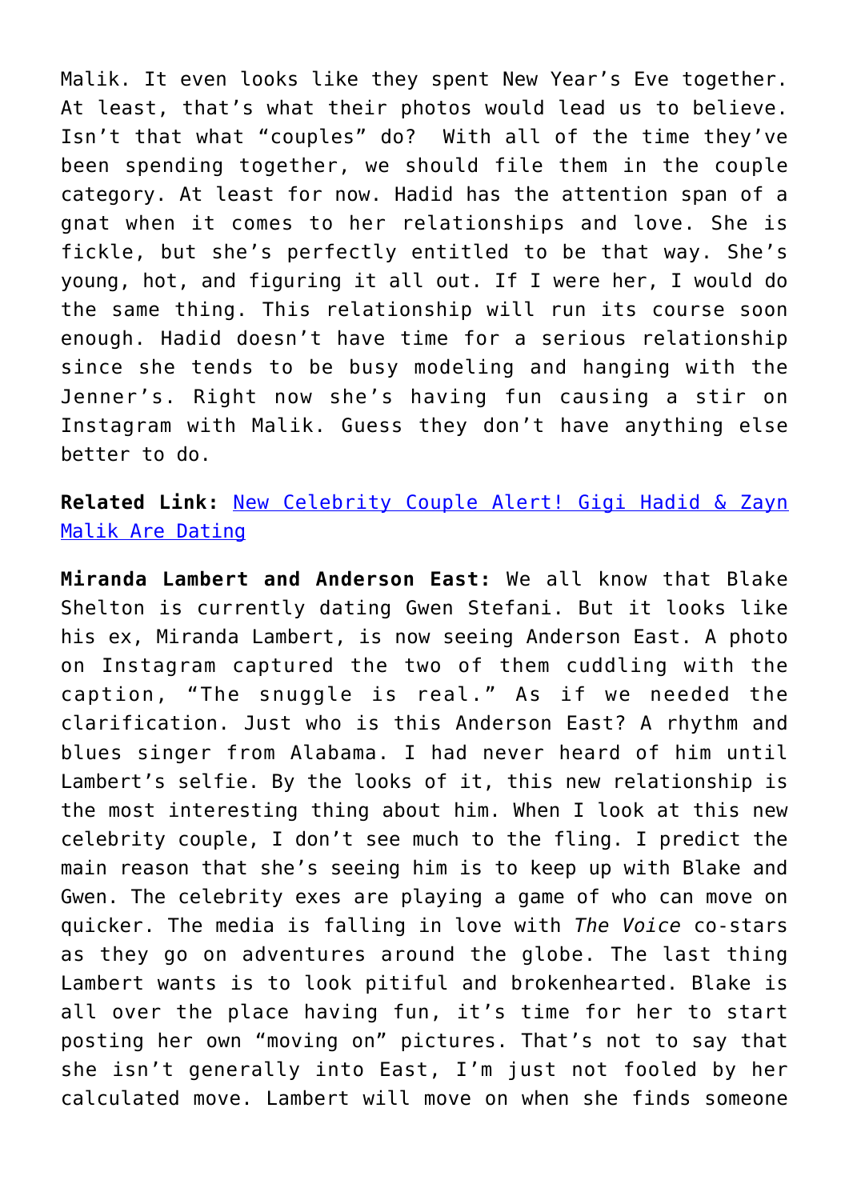Malik. It even looks like they spent New Year's Eve together. At least, that's what their photos would lead us to believe. Isn't that what "couples" do? With all of the time they've been spending together, we should file them in the couple category. At least for now. Hadid has the attention span of a gnat when it comes to her relationships and love. She is fickle, but she's perfectly entitled to be that way. She's young, hot, and figuring it all out. If I were her, I would do the same thing. This relationship will run its course soon enough. Hadid doesn't have time for a serious relationship since she tends to be busy modeling and hanging with the Jenner's. Right now she's having fun causing a stir on Instagram with Malik. Guess they don't have anything else better to do.

**Related Link:** [New Celebrity Couple Alert! Gigi Hadid & Zayn Malik Are Dating]()

**Miranda Lambert and Anderson East:** We all know that Blake Shelton is currently dating Gwen Stefani. But it looks like his ex, Miranda Lambert, is now seeing Anderson East. A photo on Instagram captured the two of them cuddling with the caption, "The snuggle is real." As if we needed the clarification. Just who is this Anderson East? A rhythm and blues singer from Alabama. I had never heard of him until Lambert's selfie. By the looks of it, this new relationship is the most interesting thing about him. When I look at this new celebrity couple, I don't see much to the fling. I predict the main reason that she's seeing him is to keep up with Blake and Gwen. The celebrity exes are playing a game of who can move on quicker. The media is falling in love with *The Voice* co-stars as they go on adventures around the globe. The last thing Lambert wants is to look pitiful and brokenhearted. Blake is all over the place having fun, it's time for her to start posting her own "moving on" pictures. That's not to say that she isn't generally into East, I'm just not fooled by her calculated move. Lambert will move on when she finds someone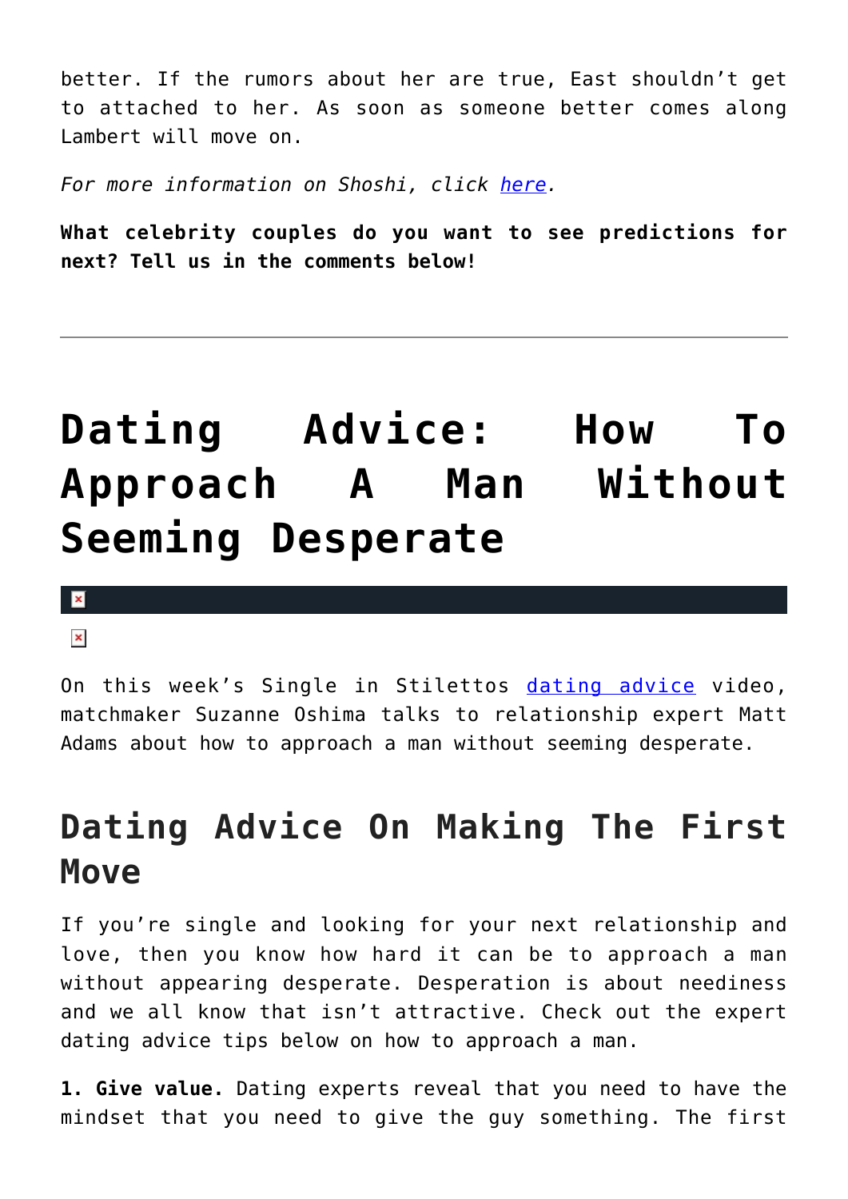better. If the rumors about her are true, East shouldn't get to attached to her. As soon as someone better comes along Lambert will move on.

*For more information on Shoshi, click here.*

**What celebrity couples do you want to see predictions for next? Tell us in the comments below!**

---

# Dating Advice: How To Approach A Man Without Seeming Desperate

On this week's Single in Stilettos dating advice video, matchmaker Suzanne Oshima talks to relationship expert Matt Adams about how to approach a man without seeming desperate.

## Dating Advice On Making The First Move

If you're single and looking for your next relationship and love, then you know how hard it can be to approach a man without appearing desperate. Desperation is about neediness and we all know that isn't attractive. Check out the expert dating advice tips below on how to approach a man.

**1. Give value.** Dating experts reveal that you need to have the mindset that you need to give the guy something. The first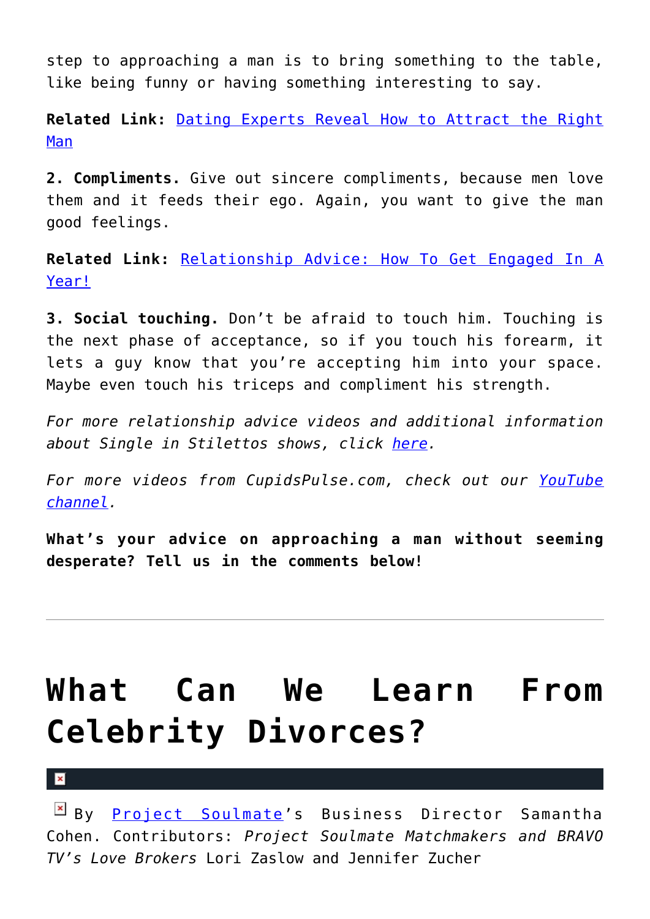step to approaching a man is to bring something to the table, like being funny or having something interesting to say.

**Related Link:** Dating Experts Reveal How to Attract the Right Man

**2. Compliments.** Give out sincere compliments, because men love them and it feeds their ego. Again, you want to give the man good feelings.

**Related Link:** Relationship Advice: How To Get Engaged In A Year!

**3. Social touching.** Don't be afraid to touch him. Touching is the next phase of acceptance, so if you touch his forearm, it lets a guy know that you're accepting him into your space. Maybe even touch his triceps and compliment his strength.

*For more relationship advice videos and additional information about Single in Stilettos shows, click here.*

*For more videos from CupidsPulse.com, check out our YouTube channel.*

**What's your advice on approaching a man without seeming desperate? Tell us in the comments below!**

---

# What Can We Learn From Celebrity Divorces?

By Project Soulmate's Business Director Samantha Cohen. Contributors: *Project Soulmate Matchmakers and BRAVO TV's Love Brokers* Lori Zaslow and Jennifer Zucher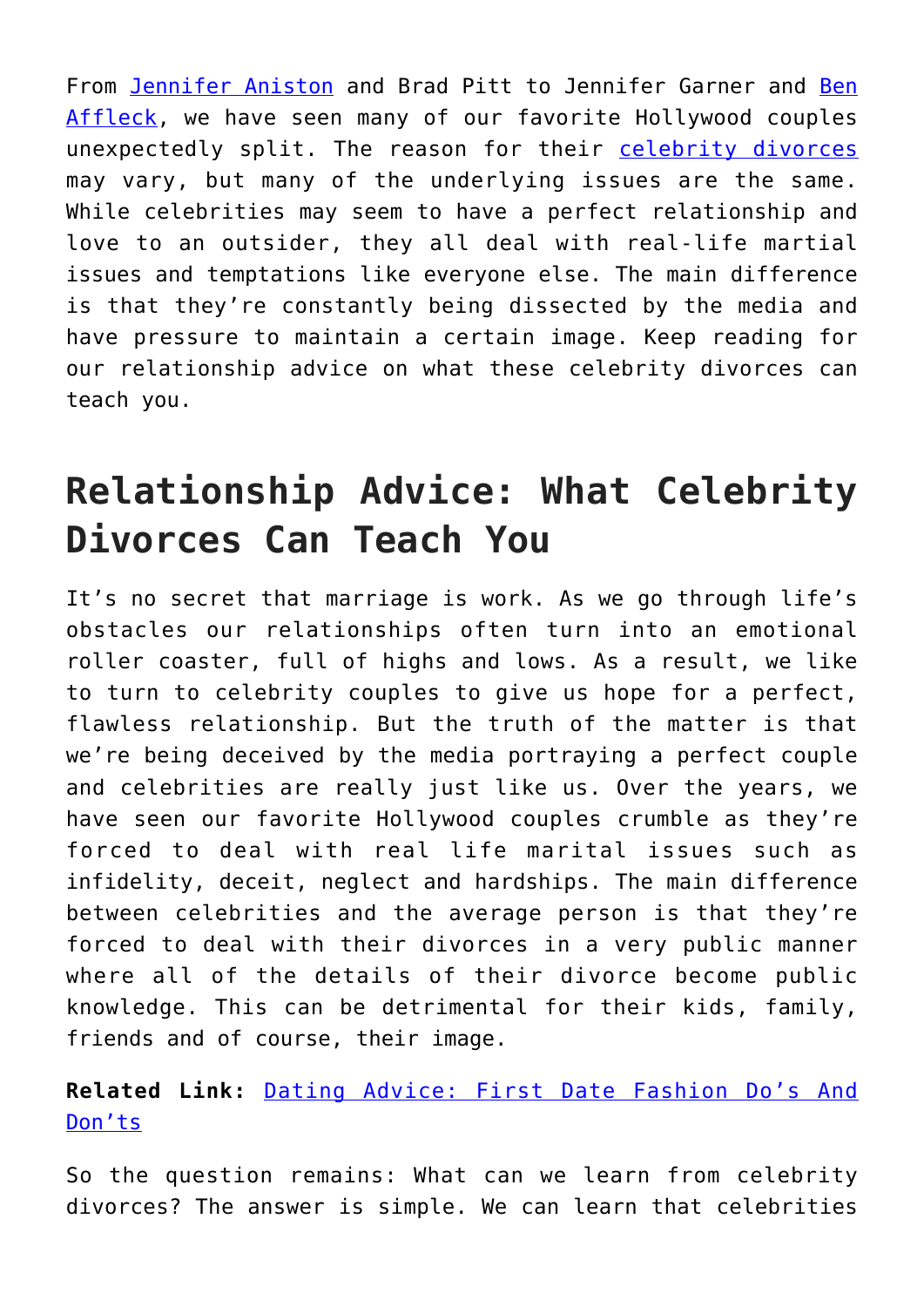From Jennifer Aniston and Brad Pitt to Jennifer Garner and Ben Affleck, we have seen many of our favorite Hollywood couples unexpectedly split. The reason for their celebrity divorces may vary, but many of the underlying issues are the same. While celebrities may seem to have a perfect relationship and love to an outsider, they all deal with real-life martial issues and temptations like everyone else. The main difference is that they're constantly being dissected by the media and have pressure to maintain a certain image. Keep reading for our relationship advice on what these celebrity divorces can teach you.

## Relationship Advice: What Celebrity Divorces Can Teach You

It's no secret that marriage is work. As we go through life's obstacles our relationships often turn into an emotional roller coaster, full of highs and lows. As a result, we like to turn to celebrity couples to give us hope for a perfect, flawless relationship. But the truth of the matter is that we're being deceived by the media portraying a perfect couple and celebrities are really just like us. Over the years, we have seen our favorite Hollywood couples crumble as they're forced to deal with real life marital issues such as infidelity, deceit, neglect and hardships. The main difference between celebrities and the average person is that they're forced to deal with their divorces in a very public manner where all of the details of their divorce become public knowledge. This can be detrimental for their kids, family, friends and of course, their image.

**Related Link:** Dating Advice: First Date Fashion Do's And Don'ts

So the question remains: What can we learn from celebrity divorces? The answer is simple. We can learn that celebrities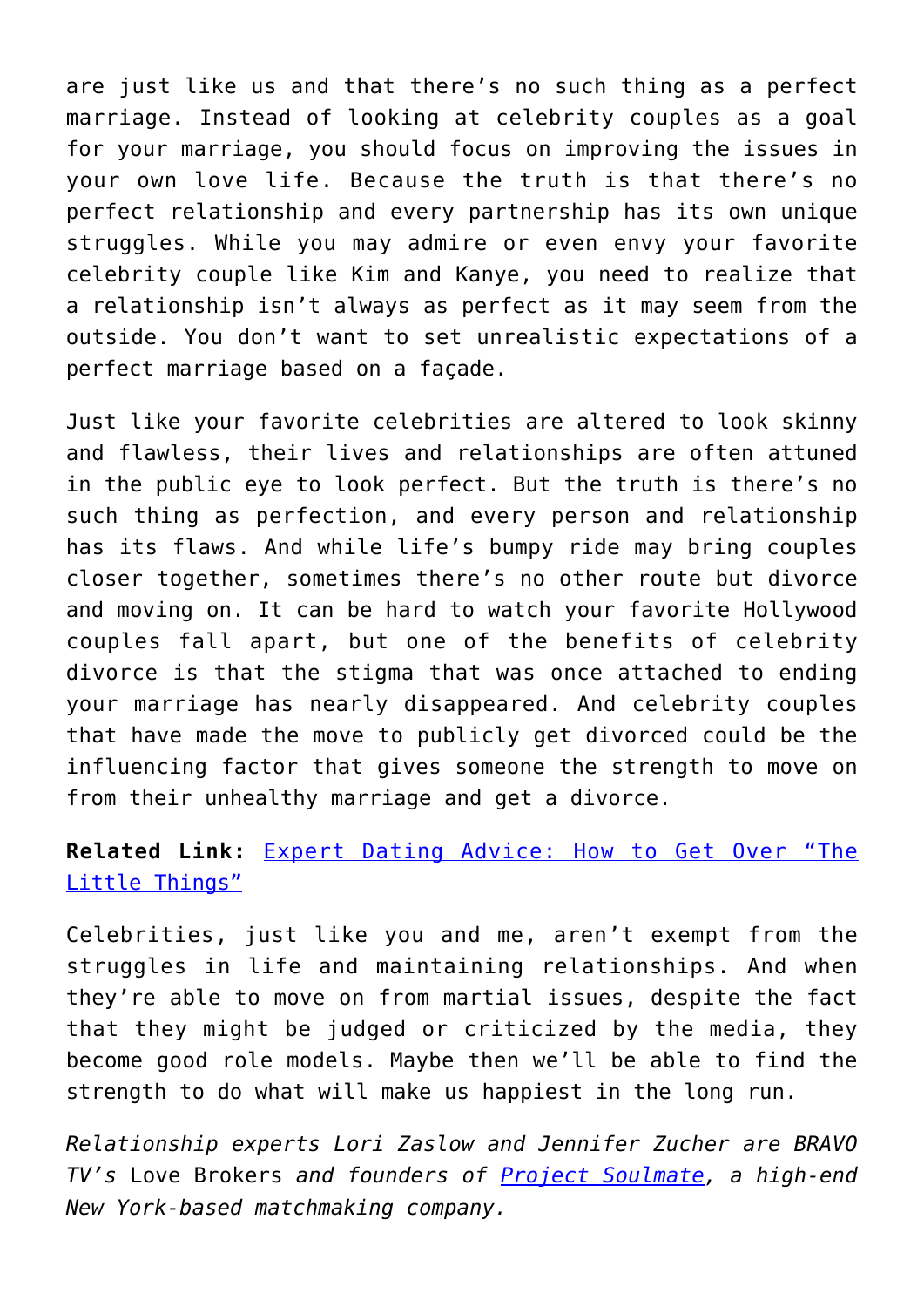are just like us and that there's no such thing as a perfect marriage. Instead of looking at celebrity couples as a goal for your marriage, you should focus on improving the issues in your own love life. Because the truth is that there's no perfect relationship and every partnership has its own unique struggles. While you may admire or even envy your favorite celebrity couple like Kim and Kanye, you need to realize that a relationship isn't always as perfect as it may seem from the outside. You don't want to set unrealistic expectations of a perfect marriage based on a façade.

Just like your favorite celebrities are altered to look skinny and flawless, their lives and relationships are often attuned in the public eye to look perfect. But the truth is there's no such thing as perfection, and every person and relationship has its flaws. And while life's bumpy ride may bring couples closer together, sometimes there's no other route but divorce and moving on. It can be hard to watch your favorite Hollywood couples fall apart, but one of the benefits of celebrity divorce is that the stigma that was once attached to ending your marriage has nearly disappeared. And celebrity couples that have made the move to publicly get divorced could be the influencing factor that gives someone the strength to move on from their unhealthy marriage and get a divorce.

**Related Link:** Expert Dating Advice: How to Get Over "The Little Things"

Celebrities, just like you and me, aren't exempt from the struggles in life and maintaining relationships. And when they're able to move on from martial issues, despite the fact that they might be judged or criticized by the media, they become good role models. Maybe then we'll be able to find the strength to do what will make us happiest in the long run.

*Relationship experts Lori Zaslow and Jennifer Zucher are BRAVO TV's* Love Brokers *and founders of Project Soulmate, a high-end New York-based matchmaking company.*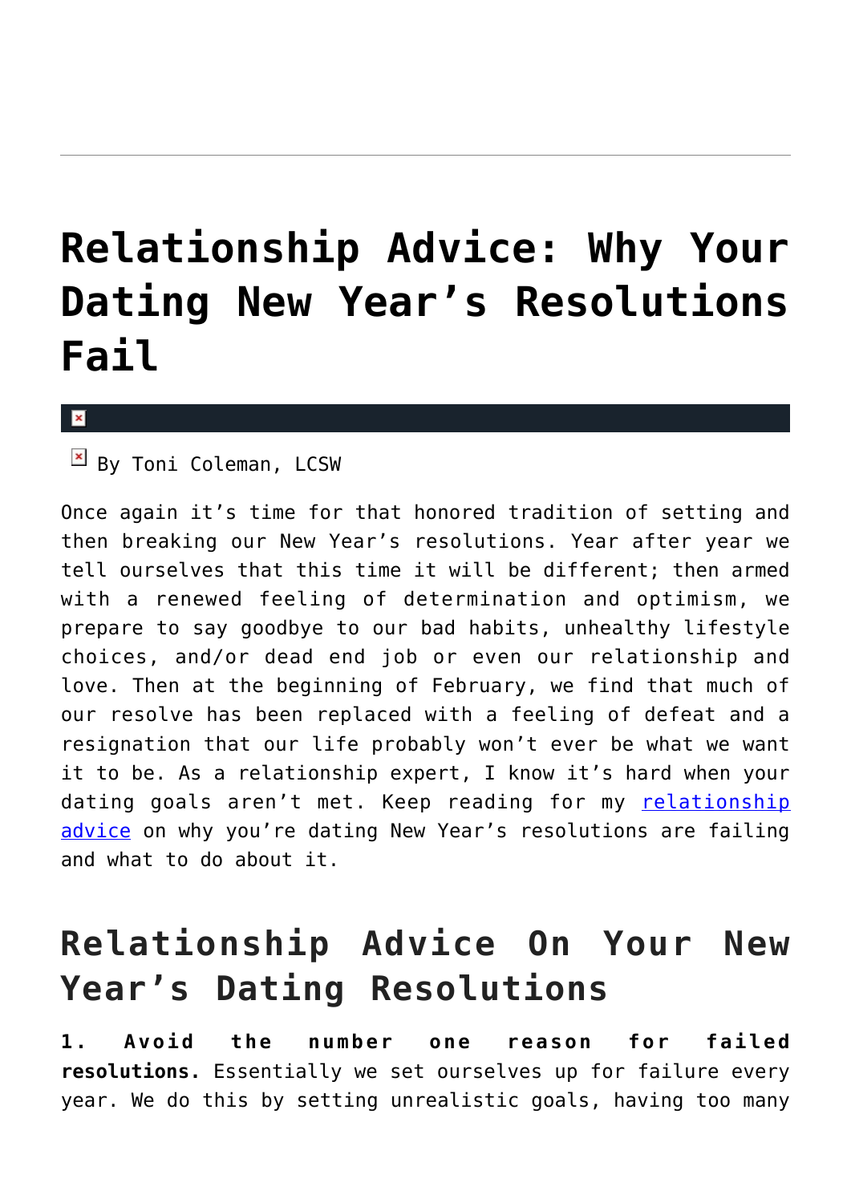# Relationship Advice: Why Your Dating New Year's Resolutions Fail

By Toni Coleman, LCSW

Once again it's time for that honored tradition of setting and then breaking our New Year's resolutions. Year after year we tell ourselves that this time it will be different; then armed with a renewed feeling of determination and optimism, we prepare to say goodbye to our bad habits, unhealthy lifestyle choices, and/or dead end job or even our relationship and love. Then at the beginning of February, we find that much of our resolve has been replaced with a feeling of defeat and a resignation that our life probably won't ever be what we want it to be. As a relationship expert, I know it's hard when your dating goals aren't met. Keep reading for my relationship advice on why you're dating New Year's resolutions are failing and what to do about it.

## Relationship Advice On Your New Year's Dating Resolutions

**1. Avoid the number one reason for failed resolutions.** Essentially we set ourselves up for failure every year. We do this by setting unrealistic goals, having too many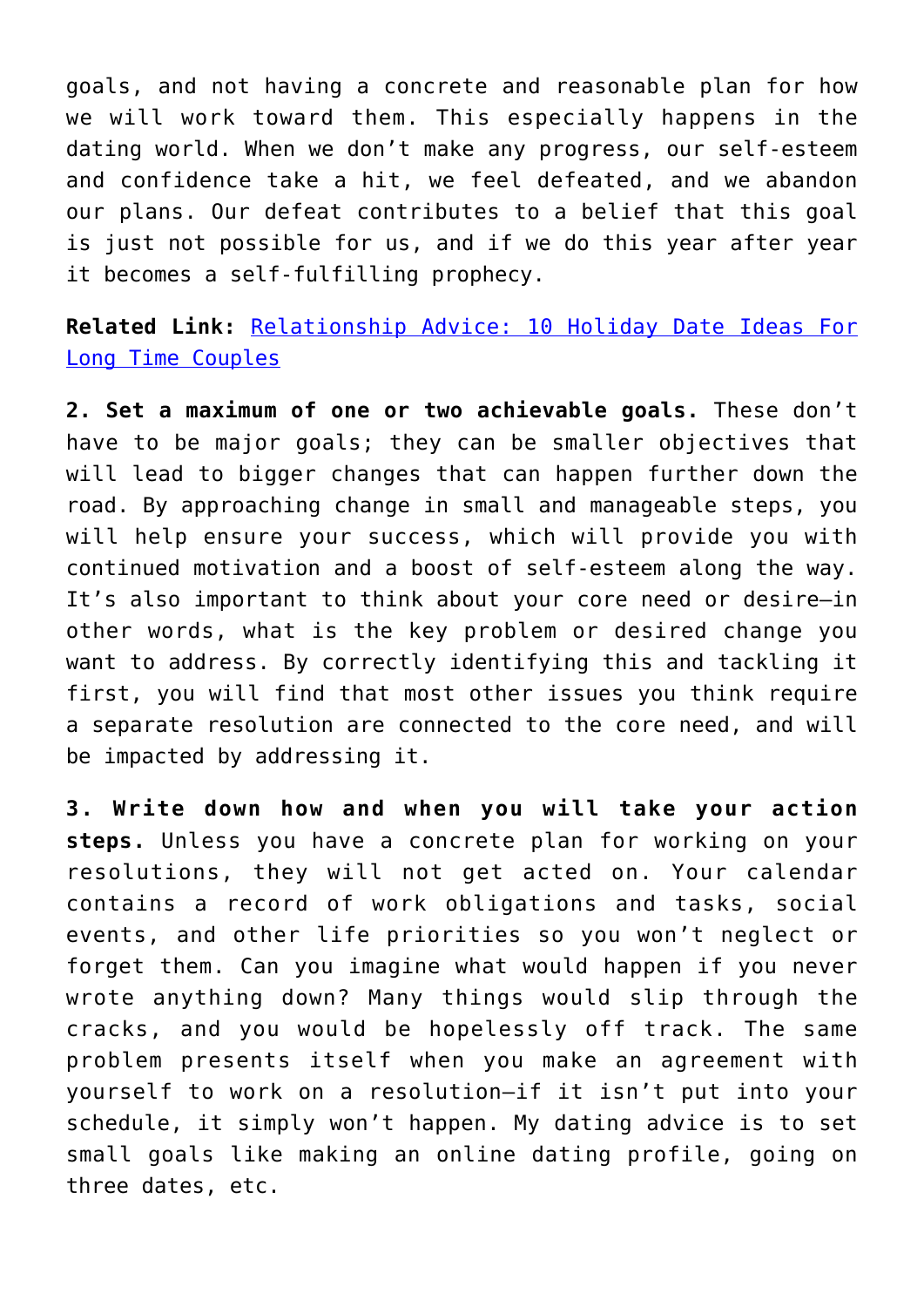goals, and not having a concrete and reasonable plan for how we will work toward them. This especially happens in the dating world. When we don't make any progress, our self-esteem and confidence take a hit, we feel defeated, and we abandon our plans. Our defeat contributes to a belief that this goal is just not possible for us, and if we do this year after year it becomes a self-fulfilling prophecy.

**Related Link:** Relationship Advice: 10 Holiday Date Ideas For Long Time Couples

**2. Set a maximum of one or two achievable goals.** These don't have to be major goals; they can be smaller objectives that will lead to bigger changes that can happen further down the road. By approaching change in small and manageable steps, you will help ensure your success, which will provide you with continued motivation and a boost of self-esteem along the way. It's also important to think about your core need or desire—in other words, what is the key problem or desired change you want to address. By correctly identifying this and tackling it first, you will find that most other issues you think require a separate resolution are connected to the core need, and will be impacted by addressing it.

**3. Write down how and when you will take your action steps.** Unless you have a concrete plan for working on your resolutions, they will not get acted on. Your calendar contains a record of work obligations and tasks, social events, and other life priorities so you won't neglect or forget them. Can you imagine what would happen if you never wrote anything down? Many things would slip through the cracks, and you would be hopelessly off track. The same problem presents itself when you make an agreement with yourself to work on a resolution—if it isn't put into your schedule, it simply won't happen. My dating advice is to set small goals like making an online dating profile, going on three dates, etc.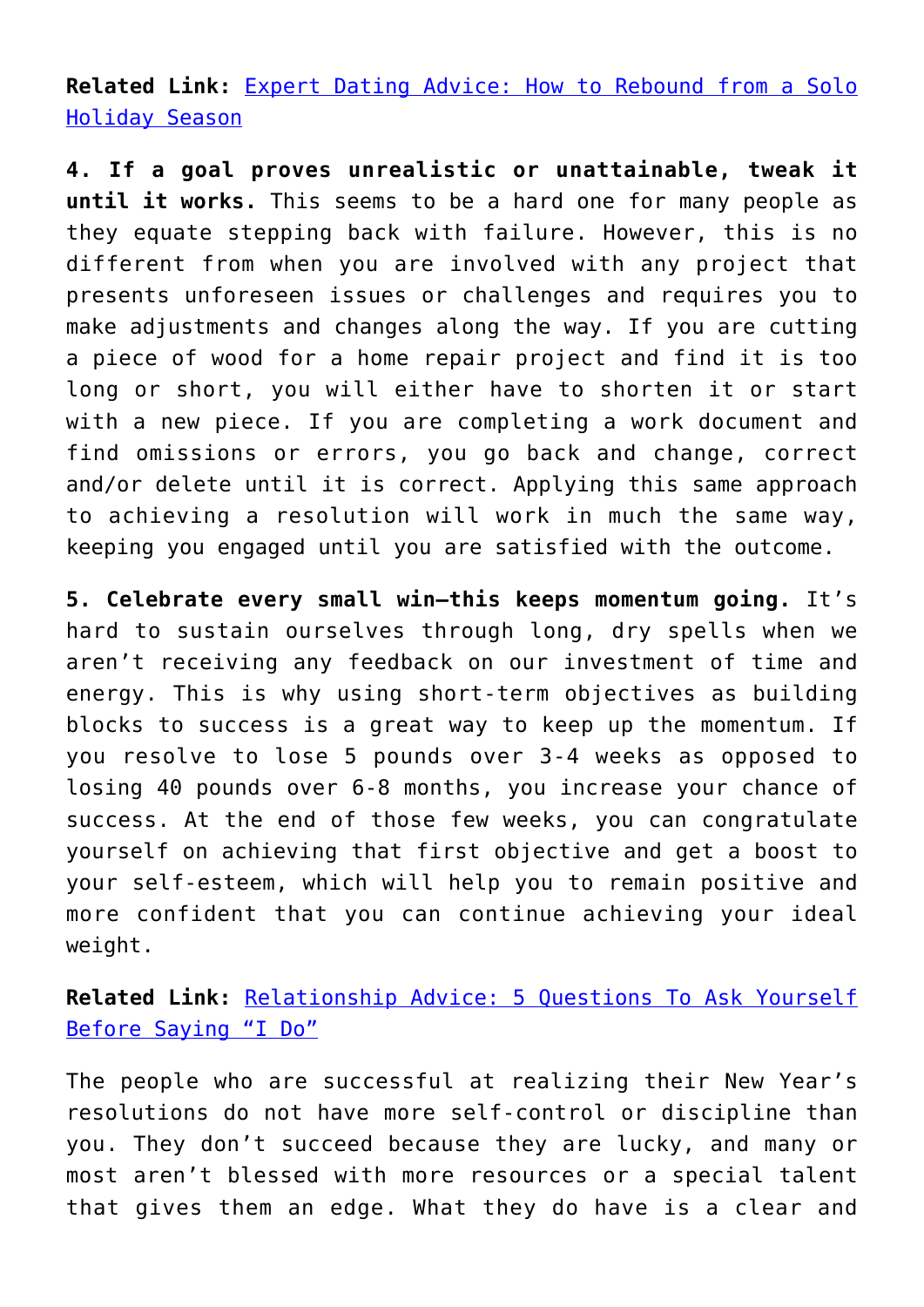**Related Link:** [Expert Dating Advice: How to Rebound from a Solo Holiday Season]()

**4. If a goal proves unrealistic or unattainable, tweak it until it works.** This seems to be a hard one for many people as they equate stepping back with failure. However, this is no different from when you are involved with any project that presents unforeseen issues or challenges and requires you to make adjustments and changes along the way. If you are cutting a piece of wood for a home repair project and find it is too long or short, you will either have to shorten it or start with a new piece. If you are completing a work document and find omissions or errors, you go back and change, correct and/or delete until it is correct. Applying this same approach to achieving a resolution will work in much the same way, keeping you engaged until you are satisfied with the outcome.

**5. Celebrate every small win—this keeps momentum going.** It's hard to sustain ourselves through long, dry spells when we aren't receiving any feedback on our investment of time and energy. This is why using short-term objectives as building blocks to success is a great way to keep up the momentum. If you resolve to lose 5 pounds over 3-4 weeks as opposed to losing 40 pounds over 6-8 months, you increase your chance of success. At the end of those few weeks, you can congratulate yourself on achieving that first objective and get a boost to your self-esteem, which will help you to remain positive and more confident that you can continue achieving your ideal weight.

**Related Link:** [Relationship Advice: 5 Questions To Ask Yourself Before Saying "I Do"]()

The people who are successful at realizing their New Year's resolutions do not have more self-control or discipline than you. They don't succeed because they are lucky, and many or most aren't blessed with more resources or a special talent that gives them an edge. What they do have is a clear and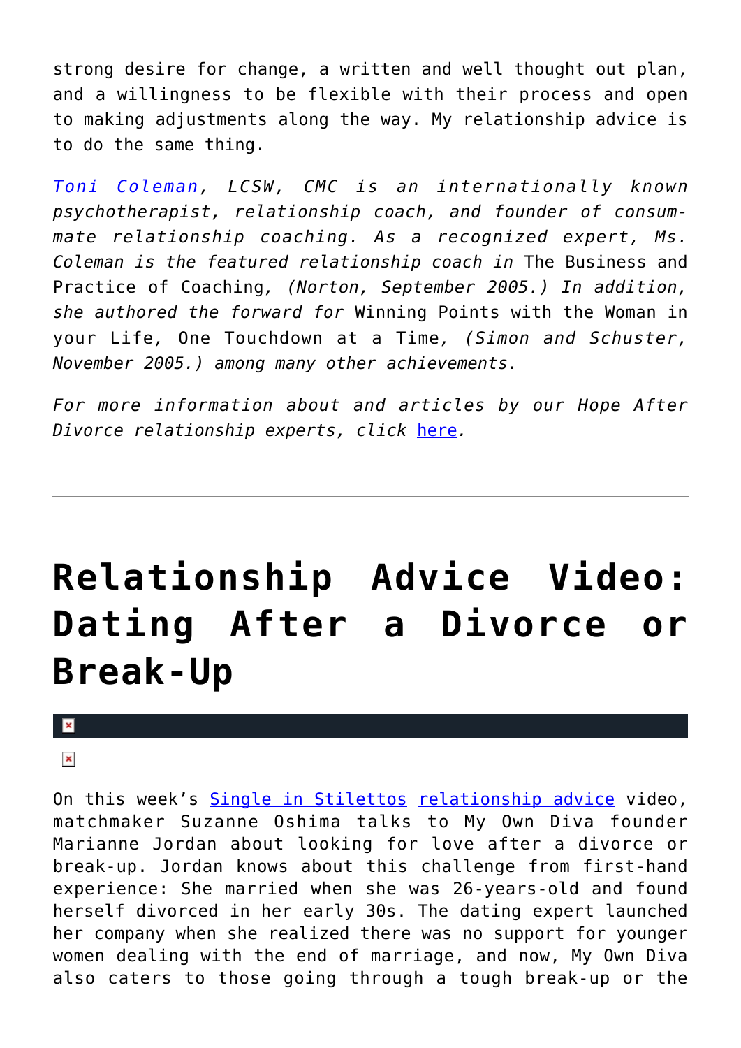strong desire for change, a written and well thought out plan, and a willingness to be flexible with their process and open to making adjustments along the way. My relationship advice is to do the same thing.

*Toni Coleman, LCSW, CMC is an internationally known psychotherapist, relationship coach, and founder of consummate relationship coaching. As a recognized expert, Ms. Coleman is the featured relationship coach in* The Business and Practice of Coaching*, (Norton, September 2005.) In addition, she authored the forward for* Winning Points with the Woman in your Life, One Touchdown at a Time*, (Simon and Schuster, November 2005.) among many other achievements.*

*For more information about and articles by our Hope After Divorce relationship experts, click here.*

---

# Relationship Advice Video: Dating After a Divorce or Break-Up

On this week's Single in Stilettos relationship advice video, matchmaker Suzanne Oshima talks to My Own Diva founder Marianne Jordan about looking for love after a divorce or break-up. Jordan knows about this challenge from first-hand experience: She married when she was 26-years-old and found herself divorced in her early 30s. The dating expert launched her company when she realized there was no support for younger women dealing with the end of marriage, and now, My Own Diva also caters to those going through a tough break-up or the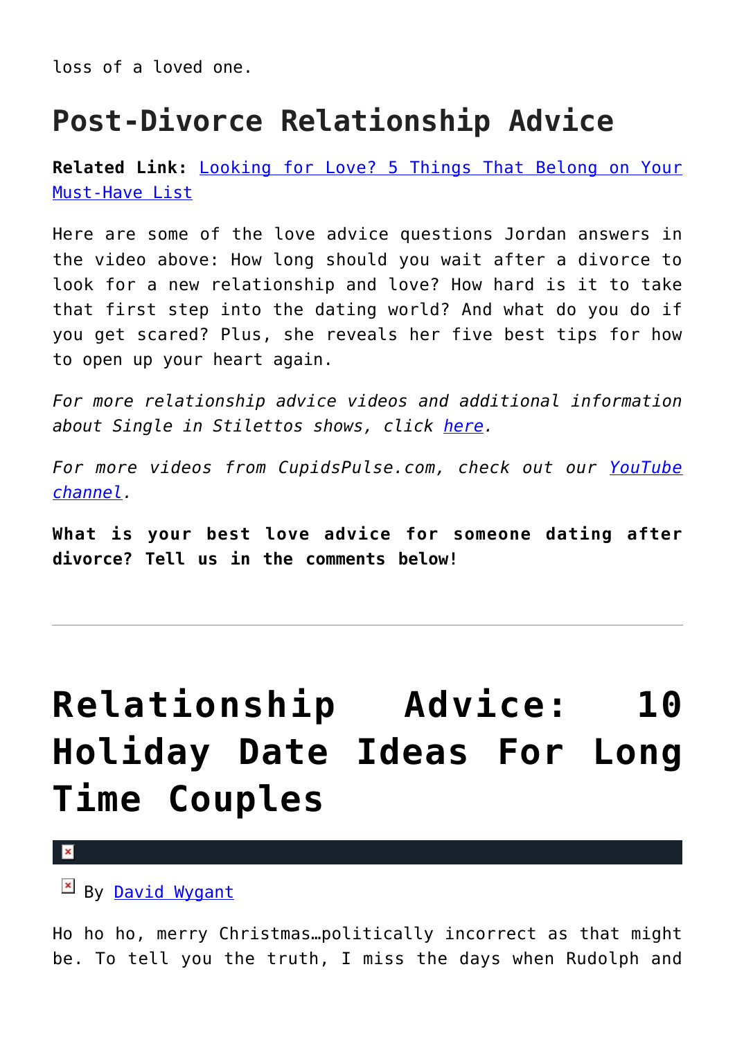loss of a loved one.

## Post-Divorce Relationship Advice

**Related Link:** Looking for Love? 5 Things That Belong on Your Must-Have List

Here are some of the love advice questions Jordan answers in the video above: How long should you wait after a divorce to look for a new relationship and love? How hard is it to take that first step into the dating world? And what do you do if you get scared? Plus, she reveals her five best tips for how to open up your heart again.

*For more relationship advice videos and additional information about Single in Stilettos shows, click here.*

*For more videos from CupidsPulse.com, check out our YouTube channel.*

**What is your best love advice for someone dating after divorce? Tell us in the comments below!**

---

# Relationship Advice: 10 Holiday Date Ideas For Long Time Couples

By David Wygant

Ho ho ho, merry Christmas…politically incorrect as that might be. To tell you the truth, I miss the days when Rudolph and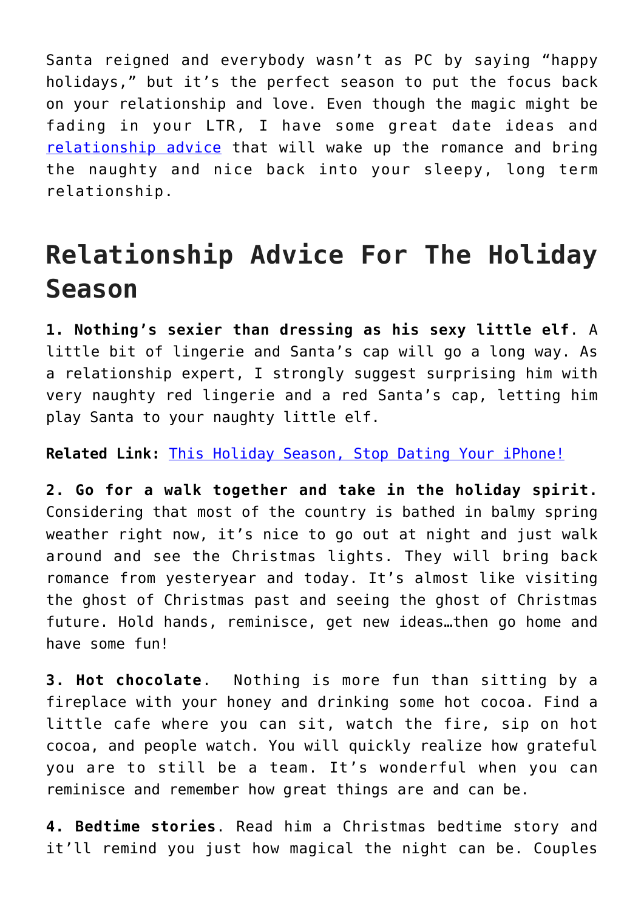Santa reigned and everybody wasn't as PC by saying "happy holidays," but it's the perfect season to put the focus back on your relationship and love. Even though the magic might be fading in your LTR, I have some great date ideas and relationship advice that will wake up the romance and bring the naughty and nice back into your sleepy, long term relationship.

## Relationship Advice For The Holiday Season

**1. Nothing's sexier than dressing as his sexy little elf**. A little bit of lingerie and Santa's cap will go a long way. As a relationship expert, I strongly suggest surprising him with very naughty red lingerie and a red Santa's cap, letting him play Santa to your naughty little elf.

**Related Link:** This Holiday Season, Stop Dating Your iPhone!

**2. Go for a walk together and take in the holiday spirit.** Considering that most of the country is bathed in balmy spring weather right now, it's nice to go out at night and just walk around and see the Christmas lights. They will bring back romance from yesteryear and today. It's almost like visiting the ghost of Christmas past and seeing the ghost of Christmas future. Hold hands, reminisce, get new ideas…then go home and have some fun!

**3. Hot chocolate**. Nothing is more fun than sitting by a fireplace with your honey and drinking some hot cocoa. Find a little cafe where you can sit, watch the fire, sip on hot cocoa, and people watch. You will quickly realize how grateful you are to still be a team. It's wonderful when you can reminisce and remember how great things are and can be.

**4. Bedtime stories**. Read him a Christmas bedtime story and it'll remind you just how magical the night can be. Couples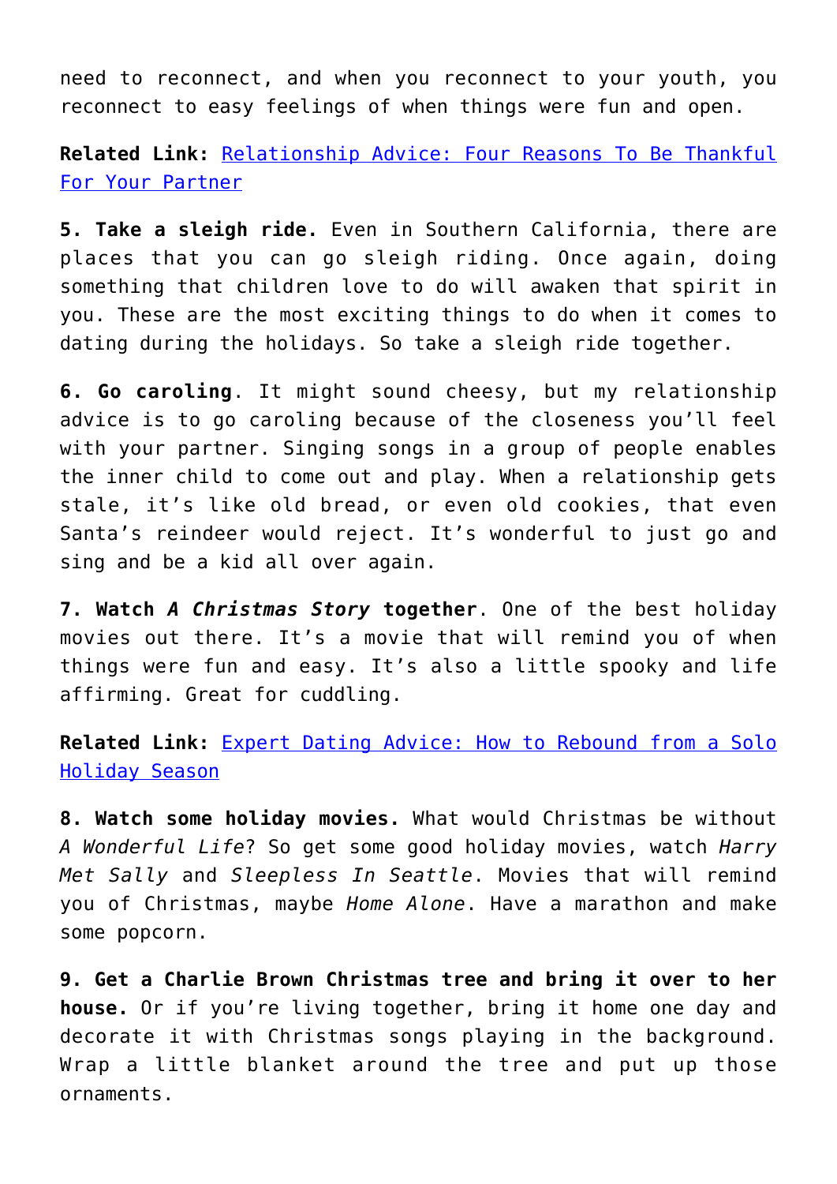need to reconnect, and when you reconnect to your youth, you reconnect to easy feelings of when things were fun and open.

**Related Link:** [Relationship Advice: Four Reasons To Be Thankful For Your Partner]()

**5. Take a sleigh ride.** Even in Southern California, there are places that you can go sleigh riding. Once again, doing something that children love to do will awaken that spirit in you. These are the most exciting things to do when it comes to dating during the holidays. So take a sleigh ride together.

**6. Go caroling**. It might sound cheesy, but my relationship advice is to go caroling because of the closeness you'll feel with your partner. Singing songs in a group of people enables the inner child to come out and play. When a relationship gets stale, it's like old bread, or even old cookies, that even Santa's reindeer would reject. It's wonderful to just go and sing and be a kid all over again.

**7. Watch *A Christmas Story* together**. One of the best holiday movies out there. It's a movie that will remind you of when things were fun and easy. It's also a little spooky and life affirming. Great for cuddling.

**Related Link:** [Expert Dating Advice: How to Rebound from a Solo Holiday Season]()

**8. Watch some holiday movies.** What would Christmas be without *A Wonderful Life*? So get some good holiday movies, watch *Harry Met Sally* and *Sleepless In Seattle*. Movies that will remind you of Christmas, maybe *Home Alone*. Have a marathon and make some popcorn.

**9. Get a Charlie Brown Christmas tree and bring it over to her house.** Or if you're living together, bring it home one day and decorate it with Christmas songs playing in the background. Wrap a little blanket around the tree and put up those ornaments.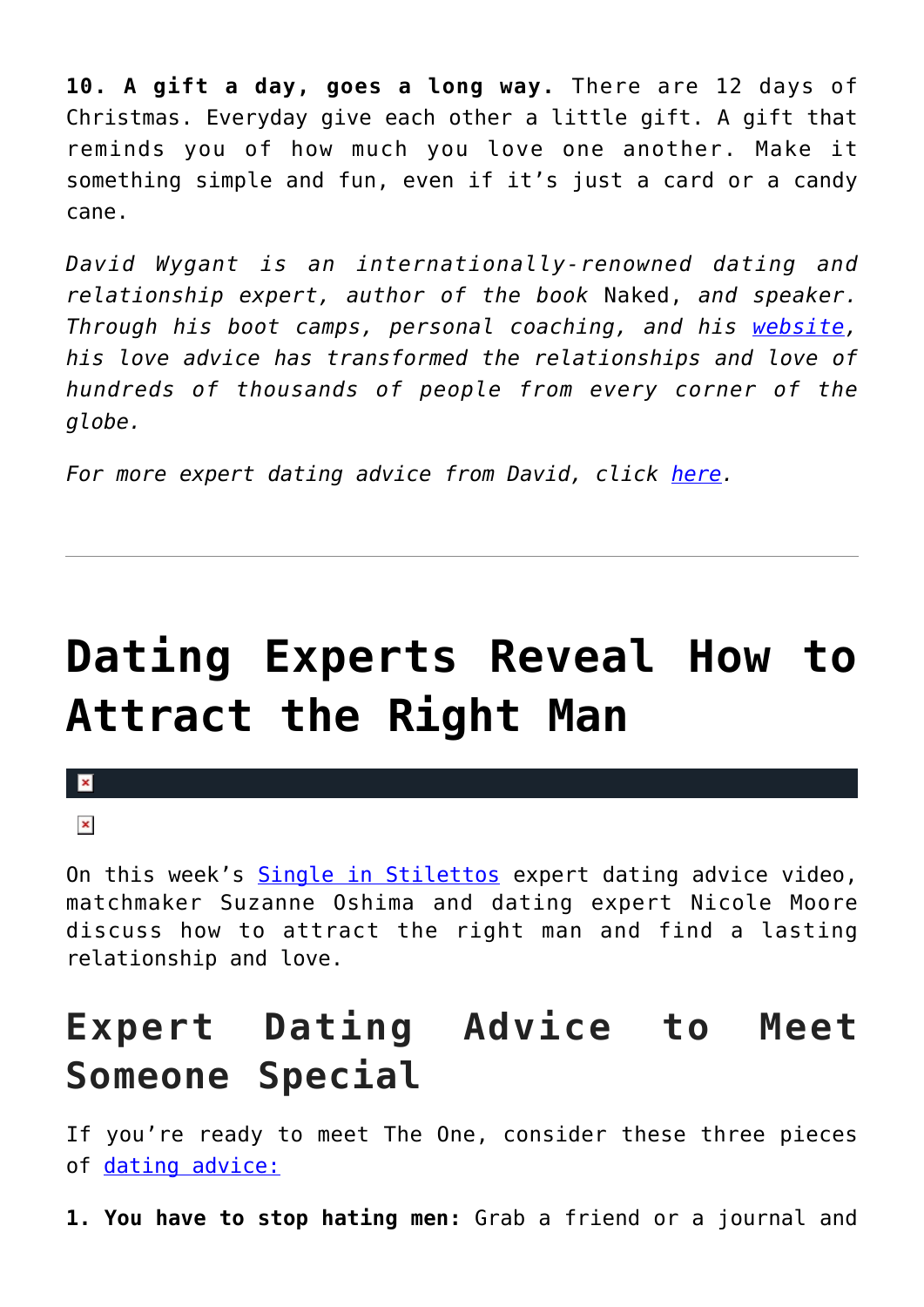**10. A gift a day, goes a long way.** There are 12 days of Christmas. Everyday give each other a little gift. A gift that reminds you of how much you love one another. Make it something simple and fun, even if it's just a card or a candy cane.

*David Wygant is an internationally-renowned dating and relationship expert, author of the book* Naked, *and speaker. Through his boot camps, personal coaching, and his website, his love advice has transformed the relationships and love of hundreds of thousands of people from every corner of the globe.*

*For more expert dating advice from David, click here.*

---

# Dating Experts Reveal How to Attract the Right Man

On this week's Single in Stilettos expert dating advice video, matchmaker Suzanne Oshima and dating expert Nicole Moore discuss how to attract the right man and find a lasting relationship and love.

## Expert Dating Advice to Meet Someone Special

If you're ready to meet The One, consider these three pieces of dating advice:

**1. You have to stop hating men:** Grab a friend or a journal and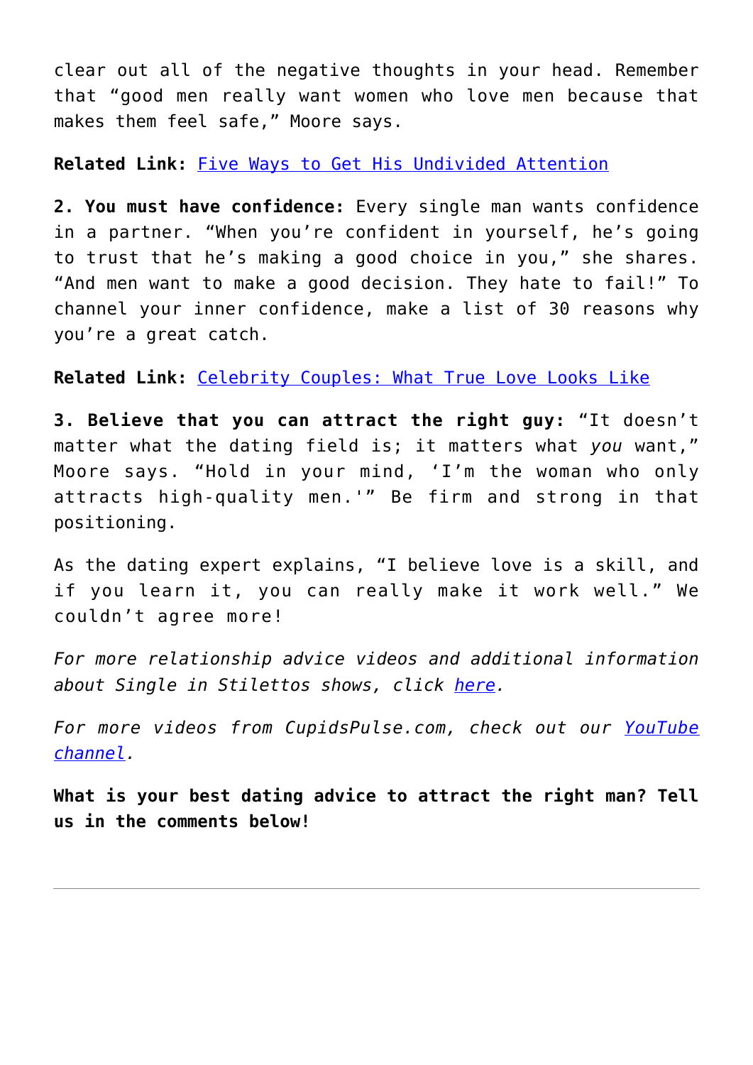clear out all of the negative thoughts in your head. Remember that "good men really want women who love men because that makes them feel safe," Moore says.

**Related Link:** Five Ways to Get His Undivided Attention

**2. You must have confidence:** Every single man wants confidence in a partner. "When you're confident in yourself, he's going to trust that he's making a good choice in you," she shares. "And men want to make a good decision. They hate to fail!" To channel your inner confidence, make a list of 30 reasons why you're a great catch.

**Related Link:** Celebrity Couples: What True Love Looks Like

**3. Believe that you can attract the right guy:** "It doesn't matter what the dating field is; it matters what *you* want," Moore says. "Hold in your mind, 'I'm the woman who only attracts high-quality men.'" Be firm and strong in that positioning.

As the dating expert explains, "I believe love is a skill, and if you learn it, you can really make it work well." We couldn't agree more!

*For more relationship advice videos and additional information about Single in Stilettos shows, click here.*

*For more videos from CupidsPulse.com, check out our YouTube channel.*

**What is your best dating advice to attract the right man? Tell us in the comments below!**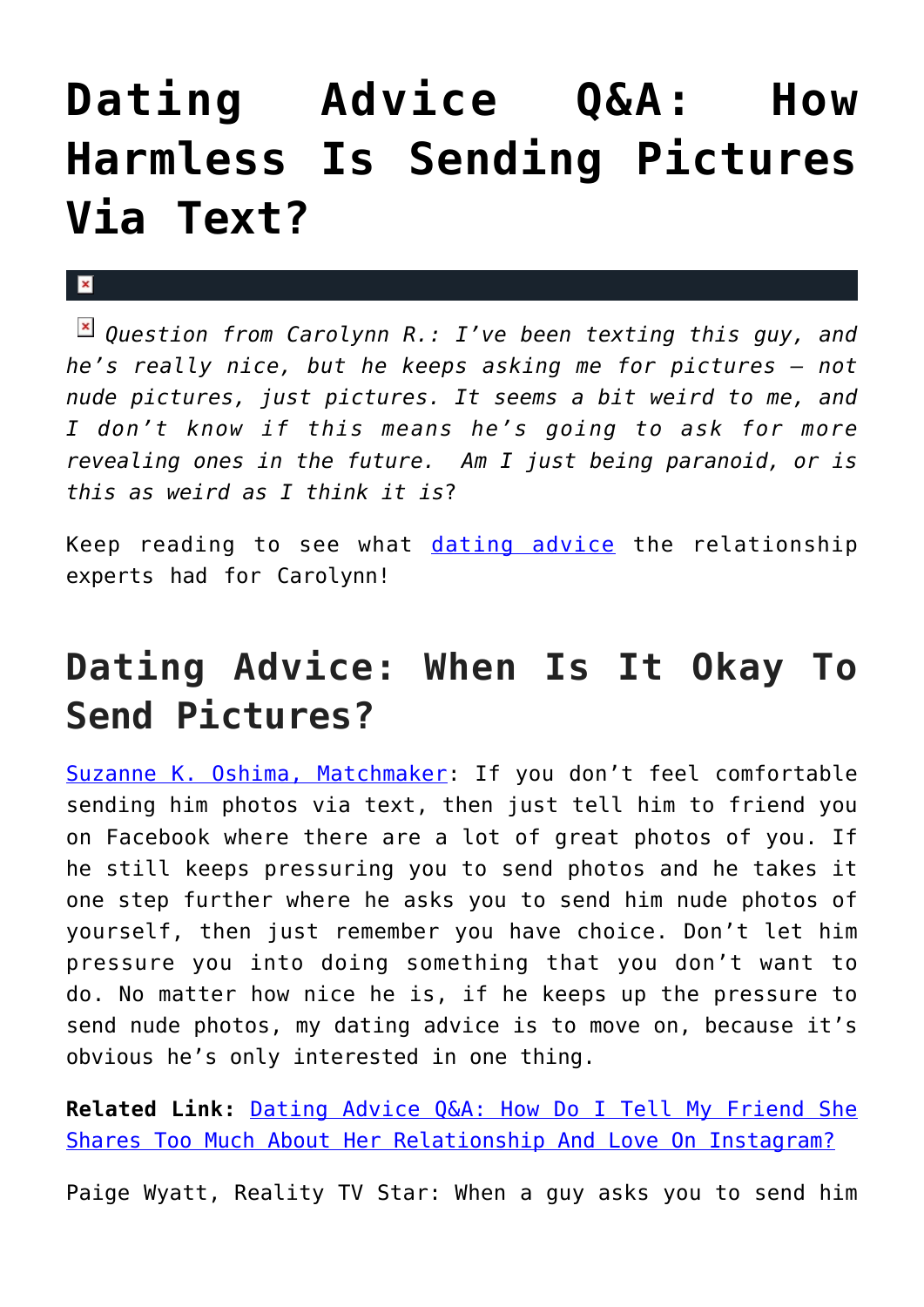# Dating Advice Q&A: How Harmless Is Sending Pictures Via Text?

*Question from Carolynn R.: I've been texting this guy, and he's really nice, but he keeps asking me for pictures — not nude pictures, just pictures. It seems a bit weird to me, and I don't know if this means he's going to ask for more revealing ones in the future. Am I just being paranoid, or is this as weird as I think it is*?

Keep reading to see what dating advice the relationship experts had for Carolynn!

## Dating Advice: When Is It Okay To Send Pictures?

Suzanne K. Oshima, Matchmaker: If you don't feel comfortable sending him photos via text, then just tell him to friend you on Facebook where there are a lot of great photos of you. If he still keeps pressuring you to send photos and he takes it one step further where he asks you to send him nude photos of yourself, then just remember you have choice. Don't let him pressure you into doing something that you don't want to do. No matter how nice he is, if he keeps up the pressure to send nude photos, my dating advice is to move on, because it's obvious he's only interested in one thing.

**Related Link:** Dating Advice Q&A: How Do I Tell My Friend She Shares Too Much About Her Relationship And Love On Instagram?

Paige Wyatt, Reality TV Star: When a guy asks you to send him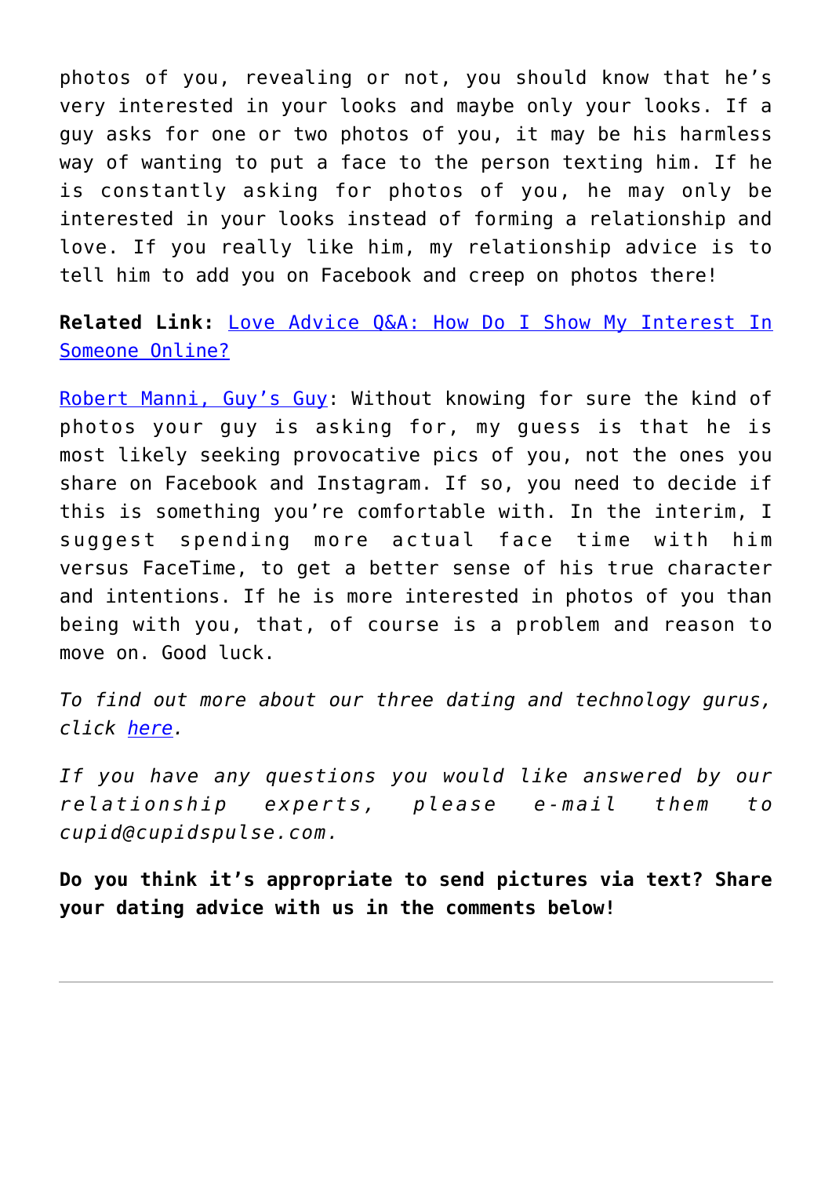photos of you, revealing or not, you should know that he's very interested in your looks and maybe only your looks. If a guy asks for one or two photos of you, it may be his harmless way of wanting to put a face to the person texting him. If he is constantly asking for photos of you, he may only be interested in your looks instead of forming a relationship and love. If you really like him, my relationship advice is to tell him to add you on Facebook and creep on photos there!

**Related Link:** Love Advice Q&A: How Do I Show My Interest In Someone Online?

Robert Manni, Guy's Guy: Without knowing for sure the kind of photos your guy is asking for, my guess is that he is most likely seeking provocative pics of you, not the ones you share on Facebook and Instagram. If so, you need to decide if this is something you're comfortable with. In the interim, I suggest spending more actual face time with him versus FaceTime, to get a better sense of his true character and intentions. If he is more interested in photos of you than being with you, that, of course is a problem and reason to move on. Good luck.

*To find out more about our three dating and technology gurus, click here.*

*If you have any questions you would like answered by our relationship experts, please e-mail them to cupid@cupidspulse.com.*

**Do you think it's appropriate to send pictures via text? Share your dating advice with us in the comments below!**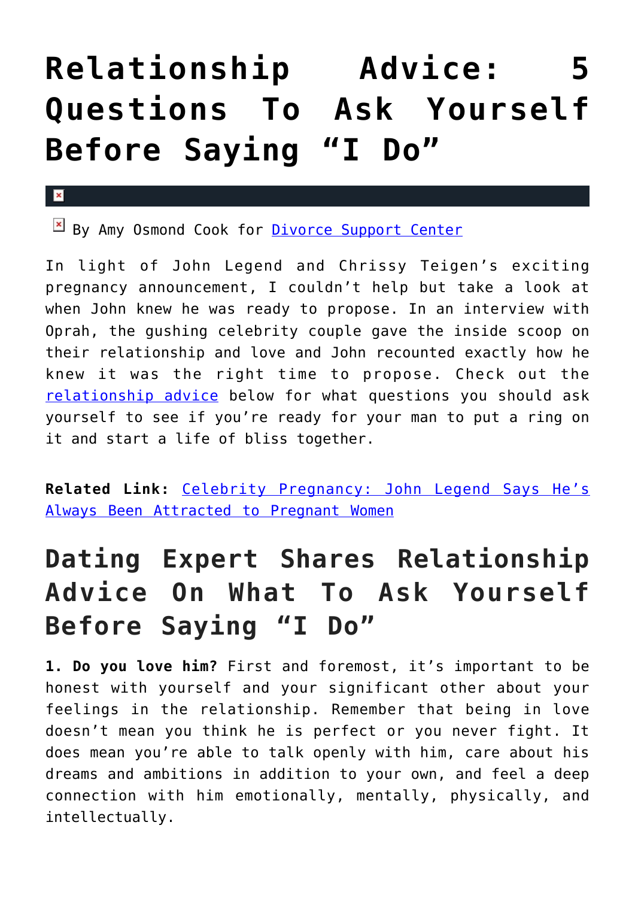# Relationship Advice: 5 Questions To Ask Yourself Before Saying "I Do"

By Amy Osmond Cook for Divorce Support Center

In light of John Legend and Chrissy Teigen's exciting pregnancy announcement, I couldn't help but take a look at when John knew he was ready to propose. In an interview with Oprah, the gushing celebrity couple gave the inside scoop on their relationship and love and John recounted exactly how he knew it was the right time to propose. Check out the relationship advice below for what questions you should ask yourself to see if you're ready for your man to put a ring on it and start a life of bliss together.

**Related Link:** Celebrity Pregnancy: John Legend Says He's Always Been Attracted to Pregnant Women

## Dating Expert Shares Relationship Advice On What To Ask Yourself Before Saying "I Do"

**1. Do you love him?** First and foremost, it's important to be honest with yourself and your significant other about your feelings in the relationship. Remember that being in love doesn't mean you think he is perfect or you never fight. It does mean you're able to talk openly with him, care about his dreams and ambitions in addition to your own, and feel a deep connection with him emotionally, mentally, physically, and intellectually.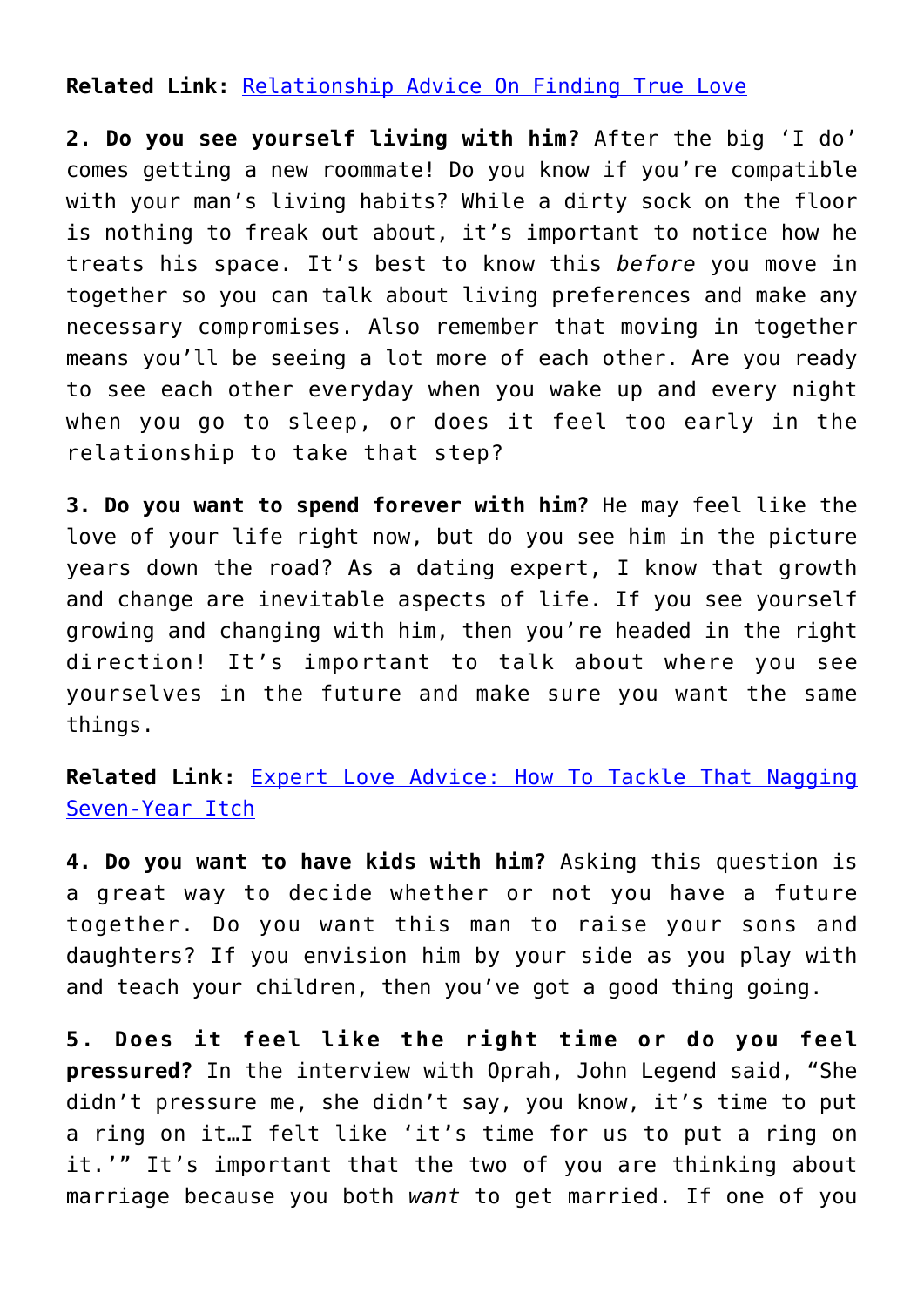**Related Link:** [Relationship Advice On Finding True Love]()

**2. Do you see yourself living with him?** After the big 'I do' comes getting a new roommate! Do you know if you're compatible with your man's living habits? While a dirty sock on the floor is nothing to freak out about, it's important to notice how he treats his space. It's best to know this *before* you move in together so you can talk about living preferences and make any necessary compromises. Also remember that moving in together means you'll be seeing a lot more of each other. Are you ready to see each other everyday when you wake up and every night when you go to sleep, or does it feel too early in the relationship to take that step?

**3. Do you want to spend forever with him?** He may feel like the love of your life right now, but do you see him in the picture years down the road? As a dating expert, I know that growth and change are inevitable aspects of life. If you see yourself growing and changing with him, then you're headed in the right direction! It's important to talk about where you see yourselves in the future and make sure you want the same things.

**Related Link:** [Expert Love Advice: How To Tackle That Nagging Seven-Year Itch]()

**4. Do you want to have kids with him?** Asking this question is a great way to decide whether or not you have a future together. Do you want this man to raise your sons and daughters? If you envision him by your side as you play with and teach your children, then you've got a good thing going.

**5. Does it feel like the right time or do you feel pressured?** In the interview with Oprah, John Legend said, "She didn't pressure me, she didn't say, you know, it's time to put a ring on it…I felt like 'it's time for us to put a ring on it.'" It's important that the two of you are thinking about marriage because you both *want* to get married. If one of you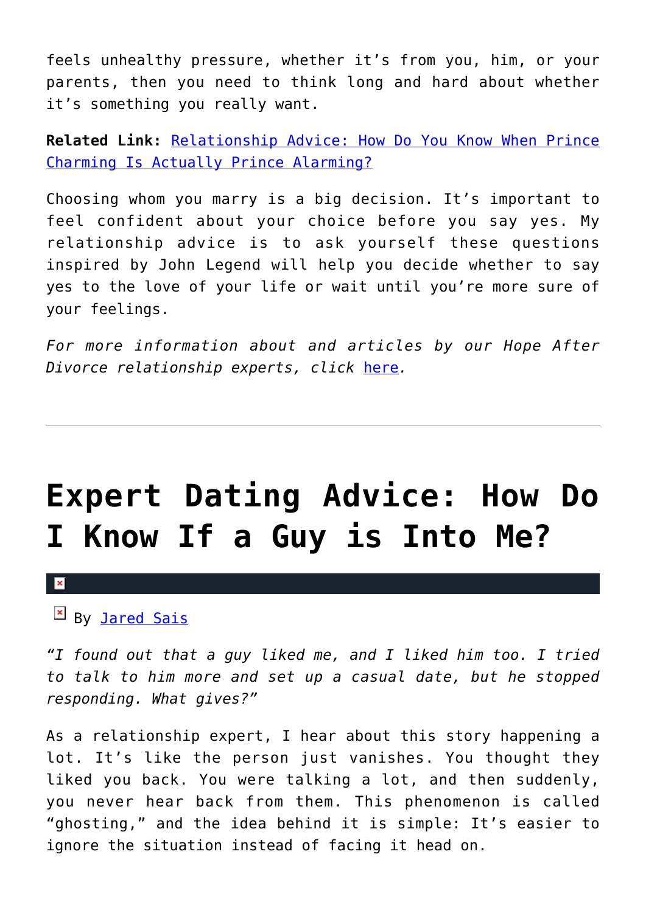feels unhealthy pressure, whether it's from you, him, or your parents, then you need to think long and hard about whether it's something you really want.

**Related Link:** Relationship Advice: How Do You Know When Prince Charming Is Actually Prince Alarming?

Choosing whom you marry is a big decision. It's important to feel confident about your choice before you say yes. My relationship advice is to ask yourself these questions inspired by John Legend will help you decide whether to say yes to the love of your life or wait until you're more sure of your feelings.

*For more information about and articles by our Hope After Divorce relationship experts, click here.*

---

# Expert Dating Advice: How Do I Know If a Guy is Into Me?

By Jared Sais

*"I found out that a guy liked me, and I liked him too. I tried to talk to him more and set up a casual date, but he stopped responding. What gives?"*

As a relationship expert, I hear about this story happening a lot. It's like the person just vanishes. You thought they liked you back. You were talking a lot, and then suddenly, you never hear back from them. This phenomenon is called "ghosting," and the idea behind it is simple: It's easier to ignore the situation instead of facing it head on.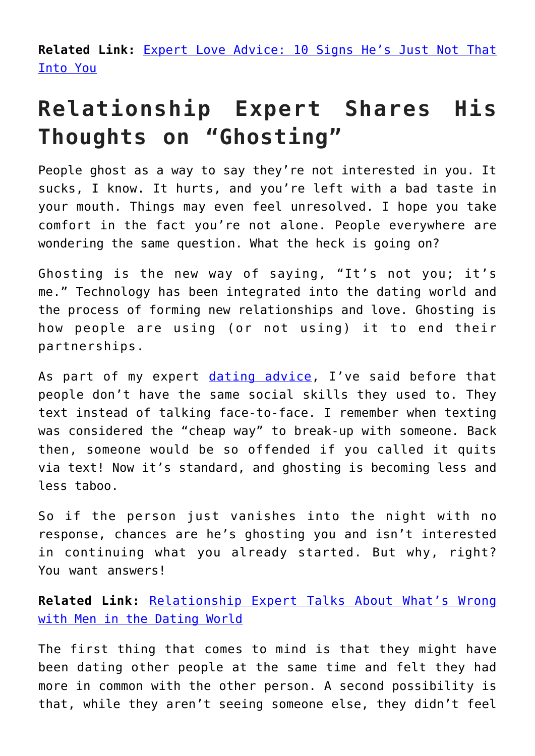**Related Link:** [Expert Love Advice: 10 Signs He's Just Not That Into You]()

## Relationship Expert Shares His Thoughts on "Ghosting"

People ghost as a way to say they're not interested in you. It sucks, I know. It hurts, and you're left with a bad taste in your mouth. Things may even feel unresolved. I hope you take comfort in the fact you're not alone. People everywhere are wondering the same question. What the heck is going on?

Ghosting is the new way of saying, "It's not you; it's me." Technology has been integrated into the dating world and the process of forming new relationships and love. Ghosting is how people are using (or not using) it to end their partnerships.

As part of my expert [dating advice](), I've said before that people don't have the same social skills they used to. They text instead of talking face-to-face. I remember when texting was considered the "cheap way" to break-up with someone. Back then, someone would be so offended if you called it quits via text! Now it's standard, and ghosting is becoming less and less taboo.

So if the person just vanishes into the night with no response, chances are he's ghosting you and isn't interested in continuing what you already started. But why, right? You want answers!

**Related Link:** [Relationship Expert Talks About What's Wrong with Men in the Dating World]()

The first thing that comes to mind is that they might have been dating other people at the same time and felt they had more in common with the other person. A second possibility is that, while they aren't seeing someone else, they didn't feel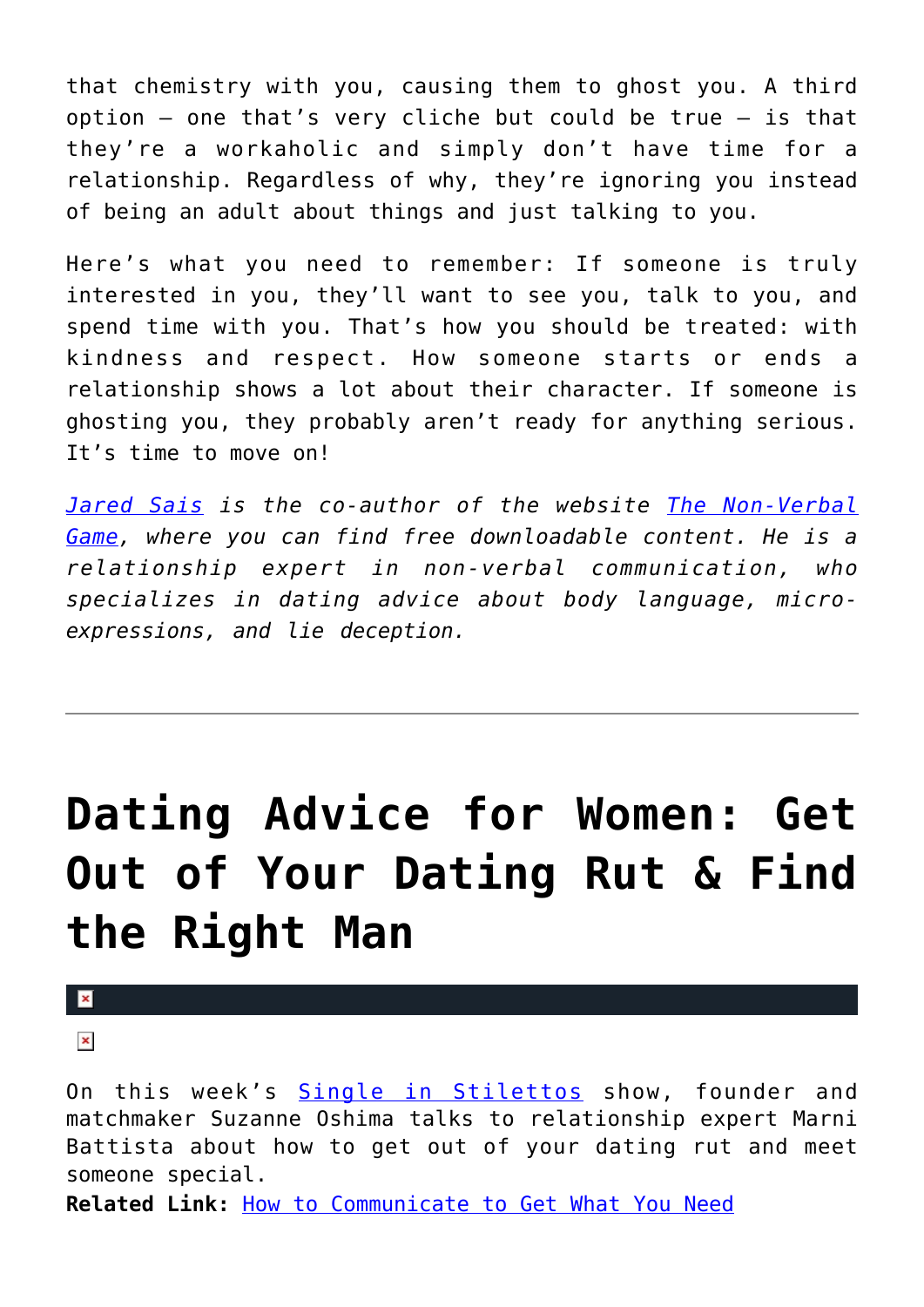that chemistry with you, causing them to ghost you. A third option – one that's very cliche but could be true – is that they're a workaholic and simply don't have time for a relationship. Regardless of why, they're ignoring you instead of being an adult about things and just talking to you.

Here's what you need to remember: If someone is truly interested in you, they'll want to see you, talk to you, and spend time with you. That's how you should be treated: with kindness and respect. How someone starts or ends a relationship shows a lot about their character. If someone is ghosting you, they probably aren't ready for anything serious. It's time to move on!

*Jared Sais is the co-author of the website The Non-Verbal Game, where you can find free downloadable content. He is a relationship expert in non-verbal communication, who specializes in dating advice about body language, micro-expressions, and lie deception.*

---

# Dating Advice for Women: Get Out of Your Dating Rut & Find the Right Man

On this week's Single in Stilettos show, founder and matchmaker Suzanne Oshima talks to relationship expert Marni Battista about how to get out of your dating rut and meet someone special.

**Related Link:** How to Communicate to Get What You Need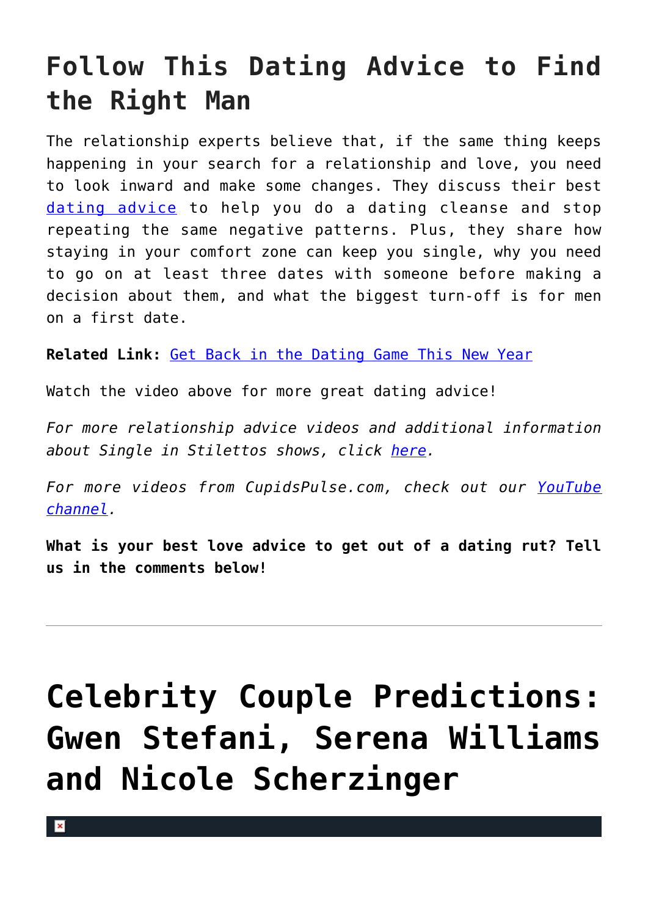# Follow This Dating Advice to Find the Right Man

The relationship experts believe that, if the same thing keeps happening in your search for a relationship and love, you need to look inward and make some changes. They discuss their best dating advice to help you do a dating cleanse and stop repeating the same negative patterns. Plus, they share how staying in your comfort zone can keep you single, why you need to go on at least three dates with someone before making a decision about them, and what the biggest turn-off is for men on a first date.

**Related Link:** Get Back in the Dating Game This New Year

Watch the video above for more great dating advice!

*For more relationship advice videos and additional information about Single in Stilettos shows, click here.*

*For more videos from CupidsPulse.com, check out our YouTube channel.*

**What is your best love advice to get out of a dating rut? Tell us in the comments below!**

---

# Celebrity Couple Predictions: Gwen Stefani, Serena Williams and Nicole Scherzinger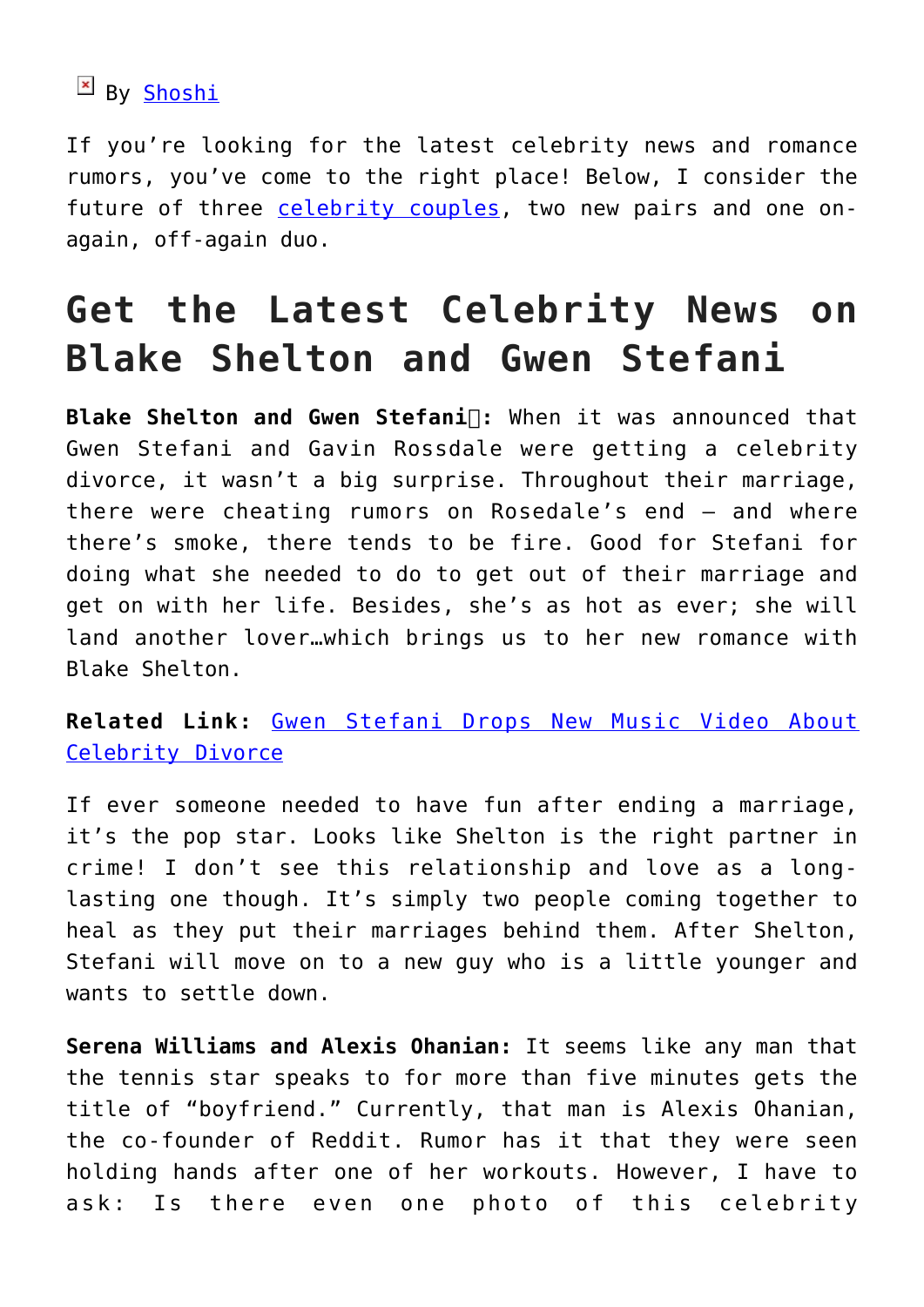By [Shoshi]

If you're looking for the latest celebrity news and romance rumors, you've come to the right place! Below, I consider the future of three celebrity couples, two new pairs and one on-again, off-again duo.

# Get the Latest Celebrity News on Blake Shelton and Gwen Stefani

**Blake Shelton and Gwen Stefani:** When it was announced that Gwen Stefani and Gavin Rossdale were getting a celebrity divorce, it wasn't a big surprise. Throughout their marriage, there were cheating rumors on Rosedale's end – and where there's smoke, there tends to be fire. Good for Stefani for doing what she needed to do to get out of their marriage and get on with her life. Besides, she's as hot as ever; she will land another lover…which brings us to her new romance with Blake Shelton.

**Related Link:** Gwen Stefani Drops New Music Video About Celebrity Divorce

If ever someone needed to have fun after ending a marriage, it's the pop star. Looks like Shelton is the right partner in crime! I don't see this relationship and love as a long-lasting one though. It's simply two people coming together to heal as they put their marriages behind them. After Shelton, Stefani will move on to a new guy who is a little younger and wants to settle down.

**Serena Williams and Alexis Ohanian:** It seems like any man that the tennis star speaks to for more than five minutes gets the title of "boyfriend." Currently, that man is Alexis Ohanian, the co-founder of Reddit. Rumor has it that they were seen holding hands after one of her workouts. However, I have to ask: Is there even one photo of this celebrity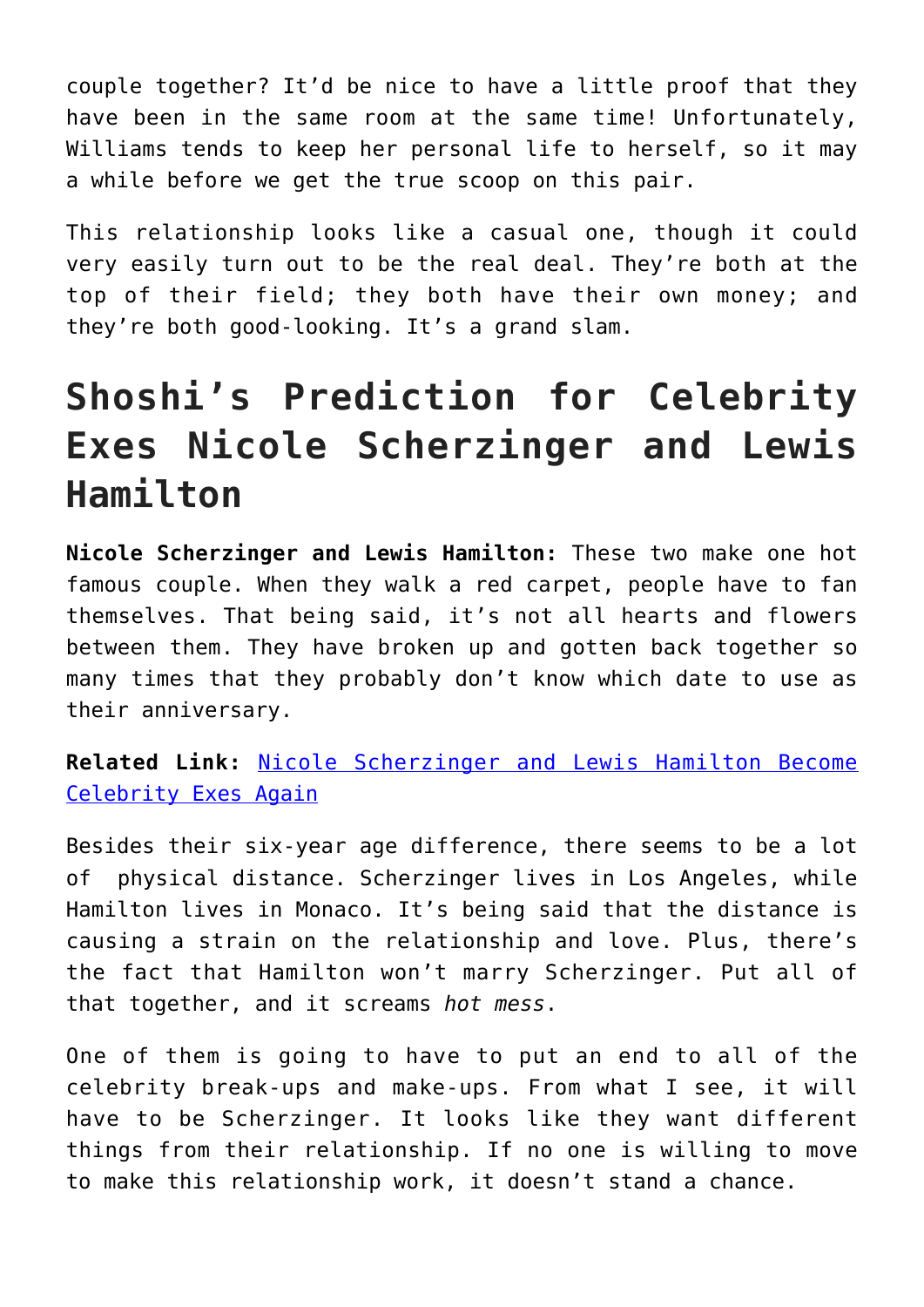couple together? It'd be nice to have a little proof that they have been in the same room at the same time! Unfortunately, Williams tends to keep her personal life to herself, so it may a while before we get the true scoop on this pair.

This relationship looks like a casual one, though it could very easily turn out to be the real deal. They're both at the top of their field; they both have their own money; and they're both good-looking. It's a grand slam.

## Shoshi's Prediction for Celebrity Exes Nicole Scherzinger and Lewis Hamilton

**Nicole Scherzinger and Lewis Hamilton:** These two make one hot famous couple. When they walk a red carpet, people have to fan themselves. That being said, it's not all hearts and flowers between them. They have broken up and gotten back together so many times that they probably don't know which date to use as their anniversary.

**Related Link:** Nicole Scherzinger and Lewis Hamilton Become Celebrity Exes Again

Besides their six-year age difference, there seems to be a lot of physical distance. Scherzinger lives in Los Angeles, while Hamilton lives in Monaco. It's being said that the distance is causing a strain on the relationship and love. Plus, there's the fact that Hamilton won't marry Scherzinger. Put all of that together, and it screams *hot mess*.

One of them is going to have to put an end to all of the celebrity break-ups and make-ups. From what I see, it will have to be Scherzinger. It looks like they want different things from their relationship. If no one is willing to move to make this relationship work, it doesn't stand a chance.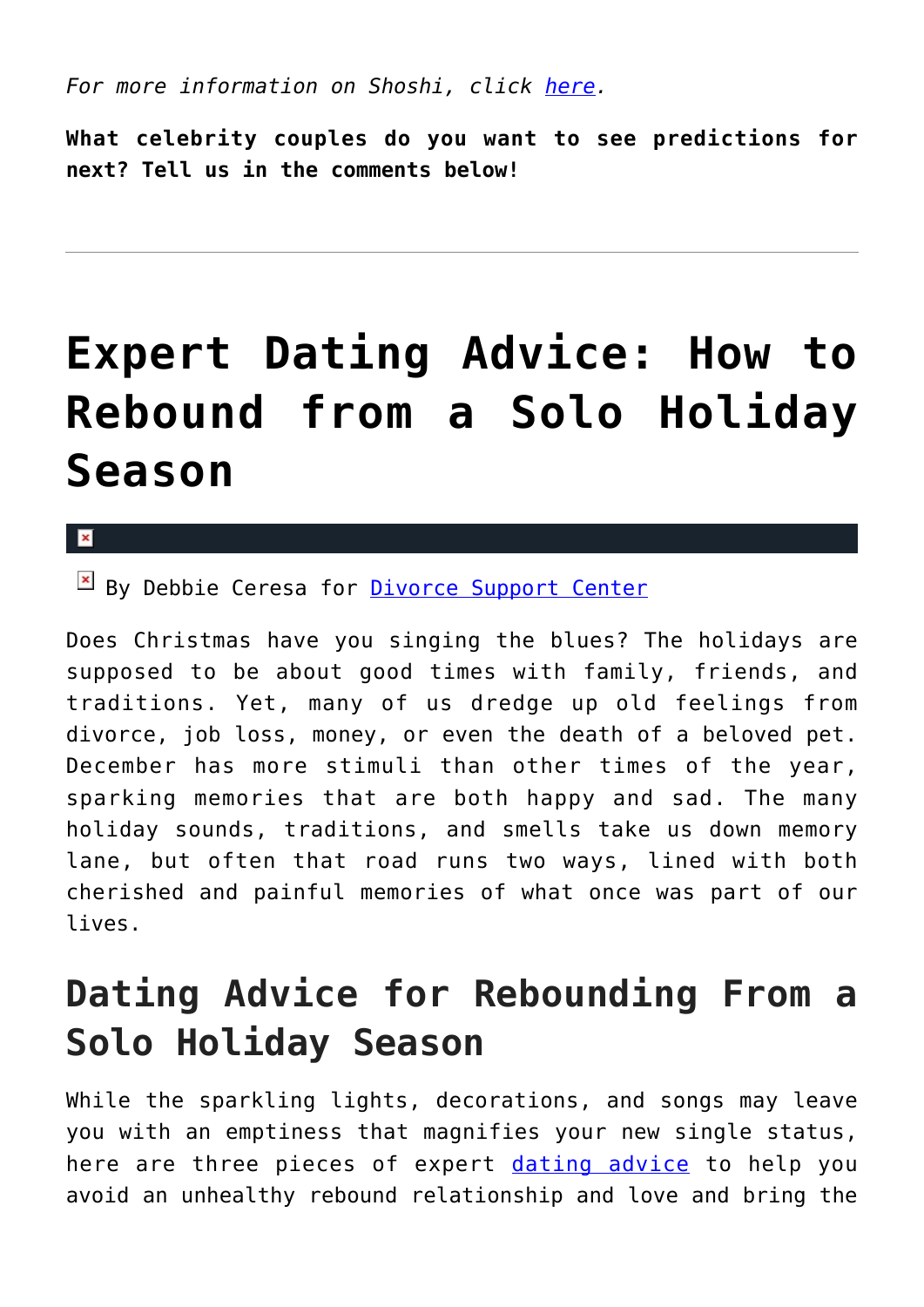*For more information on Shoshi, click here.*

**What celebrity couples do you want to see predictions for next? Tell us in the comments below!**

---

# Expert Dating Advice: How to Rebound from a Solo Holiday Season

By Debbie Ceresa for Divorce Support Center

Does Christmas have you singing the blues? The holidays are supposed to be about good times with family, friends, and traditions. Yet, many of us dredge up old feelings from divorce, job loss, money, or even the death of a beloved pet. December has more stimuli than other times of the year, sparking memories that are both happy and sad. The many holiday sounds, traditions, and smells take us down memory lane, but often that road runs two ways, lined with both cherished and painful memories of what once was part of our lives.

## Dating Advice for Rebounding From a Solo Holiday Season

While the sparkling lights, decorations, and songs may leave you with an emptiness that magnifies your new single status, here are three pieces of expert dating advice to help you avoid an unhealthy rebound relationship and love and bring the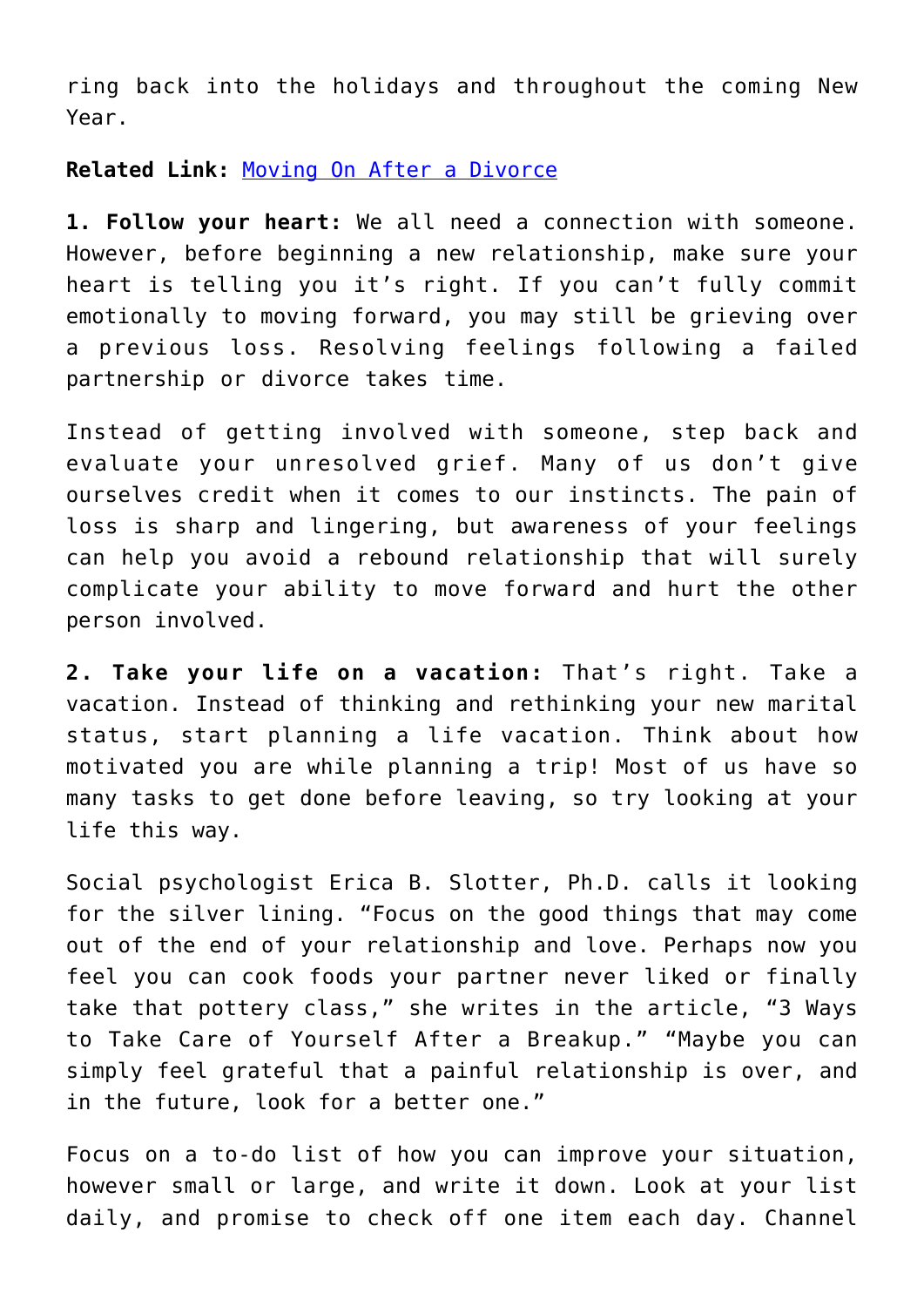ring back into the holidays and throughout the coming New Year.

**Related Link:** [Moving On After a Divorce]()

**1. Follow your heart:** We all need a connection with someone. However, before beginning a new relationship, make sure your heart is telling you it's right. If you can't fully commit emotionally to moving forward, you may still be grieving over a previous loss. Resolving feelings following a failed partnership or divorce takes time.

Instead of getting involved with someone, step back and evaluate your unresolved grief. Many of us don't give ourselves credit when it comes to our instincts. The pain of loss is sharp and lingering, but awareness of your feelings can help you avoid a rebound relationship that will surely complicate your ability to move forward and hurt the other person involved.

**2. Take your life on a vacation:** That's right. Take a vacation. Instead of thinking and rethinking your new marital status, start planning a life vacation. Think about how motivated you are while planning a trip! Most of us have so many tasks to get done before leaving, so try looking at your life this way.

Social psychologist Erica B. Slotter, Ph.D. calls it looking for the silver lining. "Focus on the good things that may come out of the end of your relationship and love. Perhaps now you feel you can cook foods your partner never liked or finally take that pottery class," she writes in the article, "3 Ways to Take Care of Yourself After a Breakup." "Maybe you can simply feel grateful that a painful relationship is over, and in the future, look for a better one."

Focus on a to-do list of how you can improve your situation, however small or large, and write it down. Look at your list daily, and promise to check off one item each day. Channel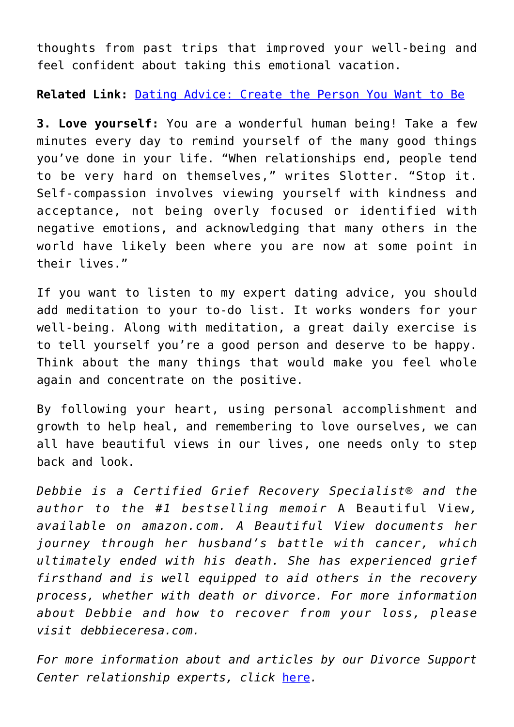thoughts from past trips that improved your well-being and feel confident about taking this emotional vacation.

**Related Link:** Dating Advice: Create the Person You Want to Be

**3. Love yourself:** You are a wonderful human being! Take a few minutes every day to remind yourself of the many good things you've done in your life. "When relationships end, people tend to be very hard on themselves," writes Slotter. "Stop it. Self-compassion involves viewing yourself with kindness and acceptance, not being overly focused or identified with negative emotions, and acknowledging that many others in the world have likely been where you are now at some point in their lives."

If you want to listen to my expert dating advice, you should add meditation to your to-do list. It works wonders for your well-being. Along with meditation, a great daily exercise is to tell yourself you're a good person and deserve to be happy. Think about the many things that would make you feel whole again and concentrate on the positive.

By following your heart, using personal accomplishment and growth to help heal, and remembering to love ourselves, we can all have beautiful views in our lives, one needs only to step back and look.

*Debbie is a Certified Grief Recovery Specialist® and the author to the #1 bestselling memoir* A Beautiful View*, available on amazon.com. A Beautiful View documents her journey through her husband's battle with cancer, which ultimately ended with his death. She has experienced grief firsthand and is well equipped to aid others in the recovery process, whether with death or divorce. For more information about Debbie and how to recover from your loss, please visit debbieceresa.com.*

*For more information about and articles by our Divorce Support Center relationship experts, click here.*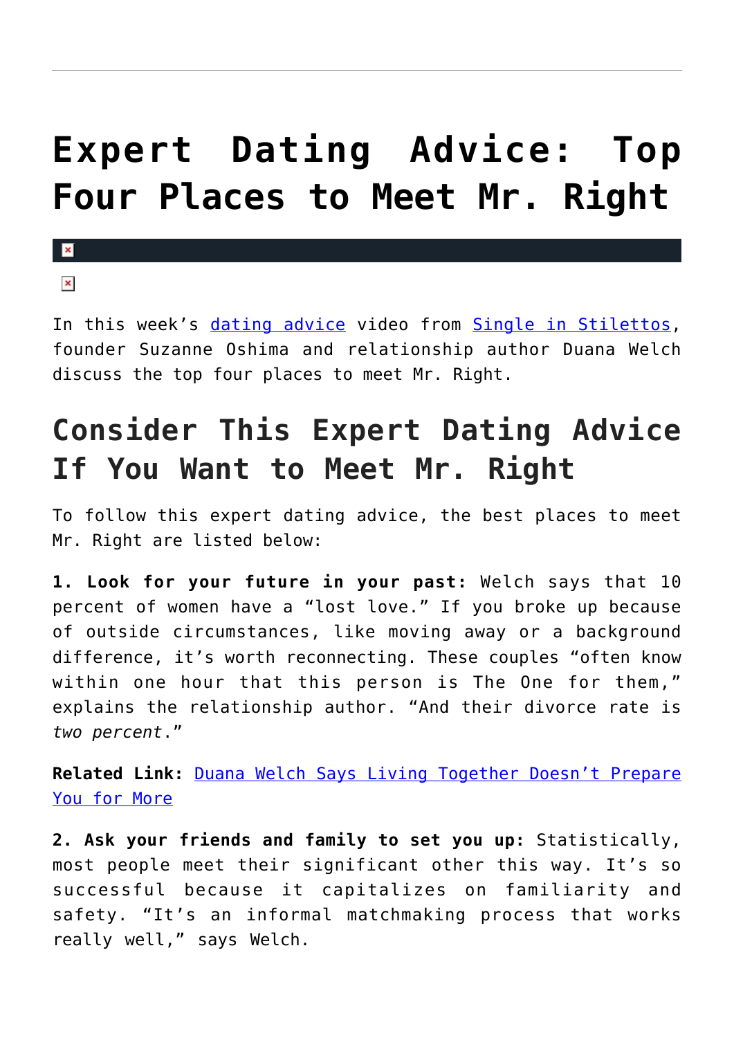# Expert Dating Advice: Top Four Places to Meet Mr. Right

In this week's dating advice video from Single in Stilettos, founder Suzanne Oshima and relationship author Duana Welch discuss the top four places to meet Mr. Right.

## Consider This Expert Dating Advice If You Want to Meet Mr. Right

To follow this expert dating advice, the best places to meet Mr. Right are listed below:

**1. Look for your future in your past:** Welch says that 10 percent of women have a "lost love." If you broke up because of outside circumstances, like moving away or a background difference, it's worth reconnecting. These couples "often know within one hour that this person is The One for them," explains the relationship author. "And their divorce rate is *two percent*."

**Related Link:** Duana Welch Says Living Together Doesn't Prepare You for More

**2. Ask your friends and family to set you up:** Statistically, most people meet their significant other this way. It's so successful because it capitalizes on familiarity and safety. "It's an informal matchmaking process that works really well," says Welch.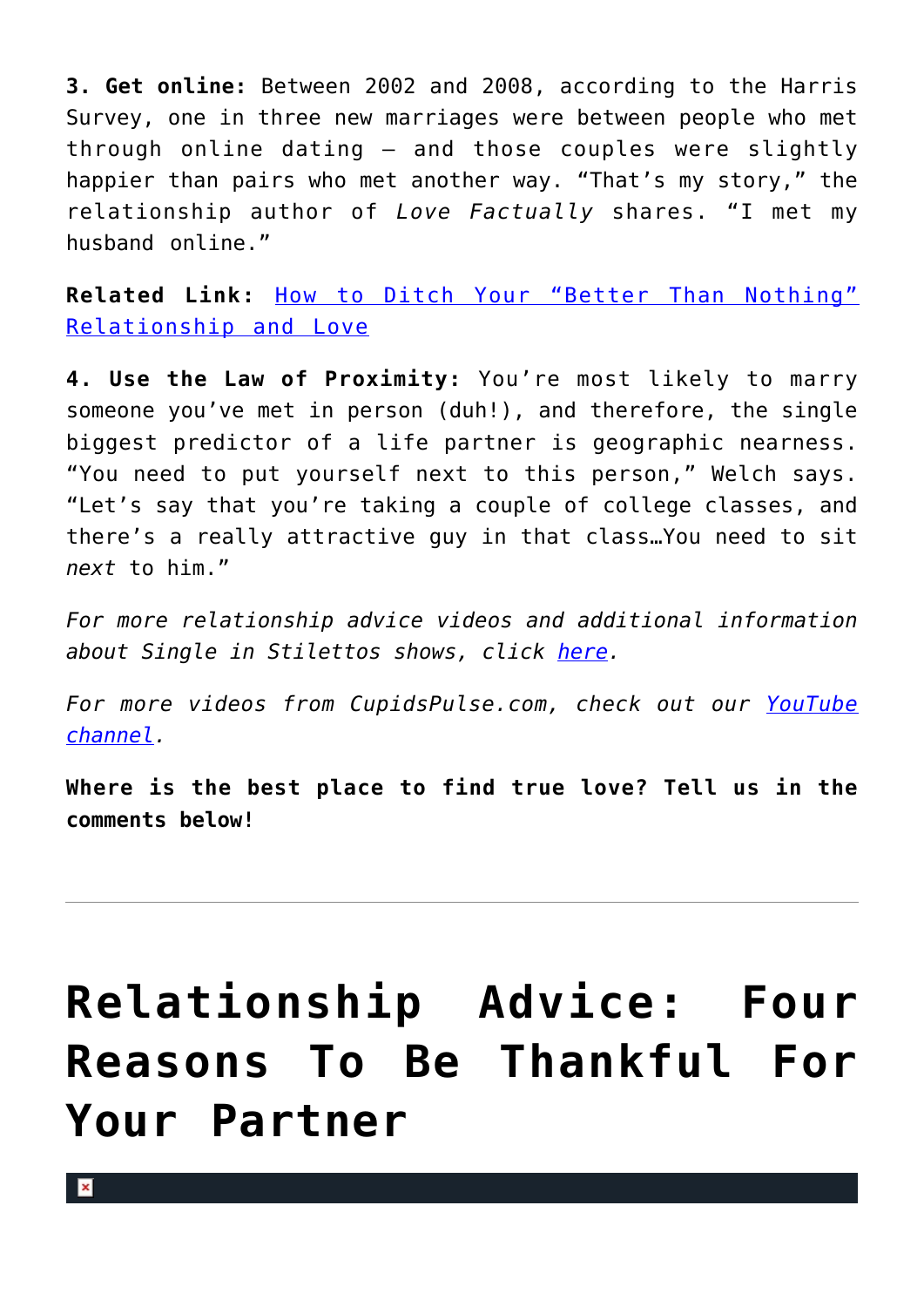**3. Get online:** Between 2002 and 2008, according to the Harris Survey, one in three new marriages were between people who met through online dating – and those couples were slightly happier than pairs who met another way. "That's my story," the relationship author of *Love Factually* shares. "I met my husband online."

**Related Link:** How to Ditch Your "Better Than Nothing" Relationship and Love

**4. Use the Law of Proximity:** You're most likely to marry someone you've met in person (duh!), and therefore, the single biggest predictor of a life partner is geographic nearness. "You need to put yourself next to this person," Welch says. "Let's say that you're taking a couple of college classes, and there's a really attractive guy in that class…You need to sit *next* to him."

*For more relationship advice videos and additional information about Single in Stilettos shows, click here.*

*For more videos from CupidsPulse.com, check out our YouTube channel.*

**Where is the best place to find true love? Tell us in the comments below!**

---

# Relationship Advice: Four Reasons To Be Thankful For Your Partner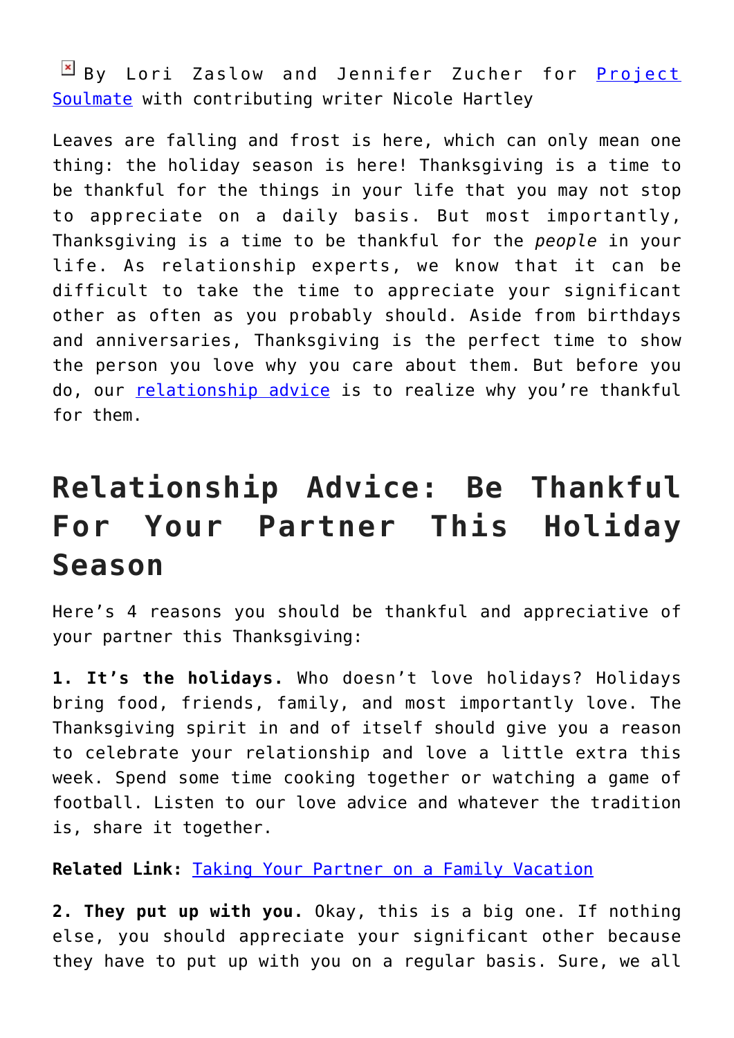By Lori Zaslow and Jennifer Zucher for Project Soulmate with contributing writer Nicole Hartley

Leaves are falling and frost is here, which can only mean one thing: the holiday season is here! Thanksgiving is a time to be thankful for the things in your life that you may not stop to appreciate on a daily basis. But most importantly, Thanksgiving is a time to be thankful for the *people* in your life. As relationship experts, we know that it can be difficult to take the time to appreciate your significant other as often as you probably should. Aside from birthdays and anniversaries, Thanksgiving is the perfect time to show the person you love why you care about them. But before you do, our relationship advice is to realize why you're thankful for them.

# Relationship Advice: Be Thankful For Your Partner This Holiday Season

Here's 4 reasons you should be thankful and appreciative of your partner this Thanksgiving:

**1. It's the holidays.** Who doesn't love holidays? Holidays bring food, friends, family, and most importantly love. The Thanksgiving spirit in and of itself should give you a reason to celebrate your relationship and love a little extra this week. Spend some time cooking together or watching a game of football. Listen to our love advice and whatever the tradition is, share it together.

**Related Link:** Taking Your Partner on a Family Vacation

**2. They put up with you.** Okay, this is a big one. If nothing else, you should appreciate your significant other because they have to put up with you on a regular basis. Sure, we all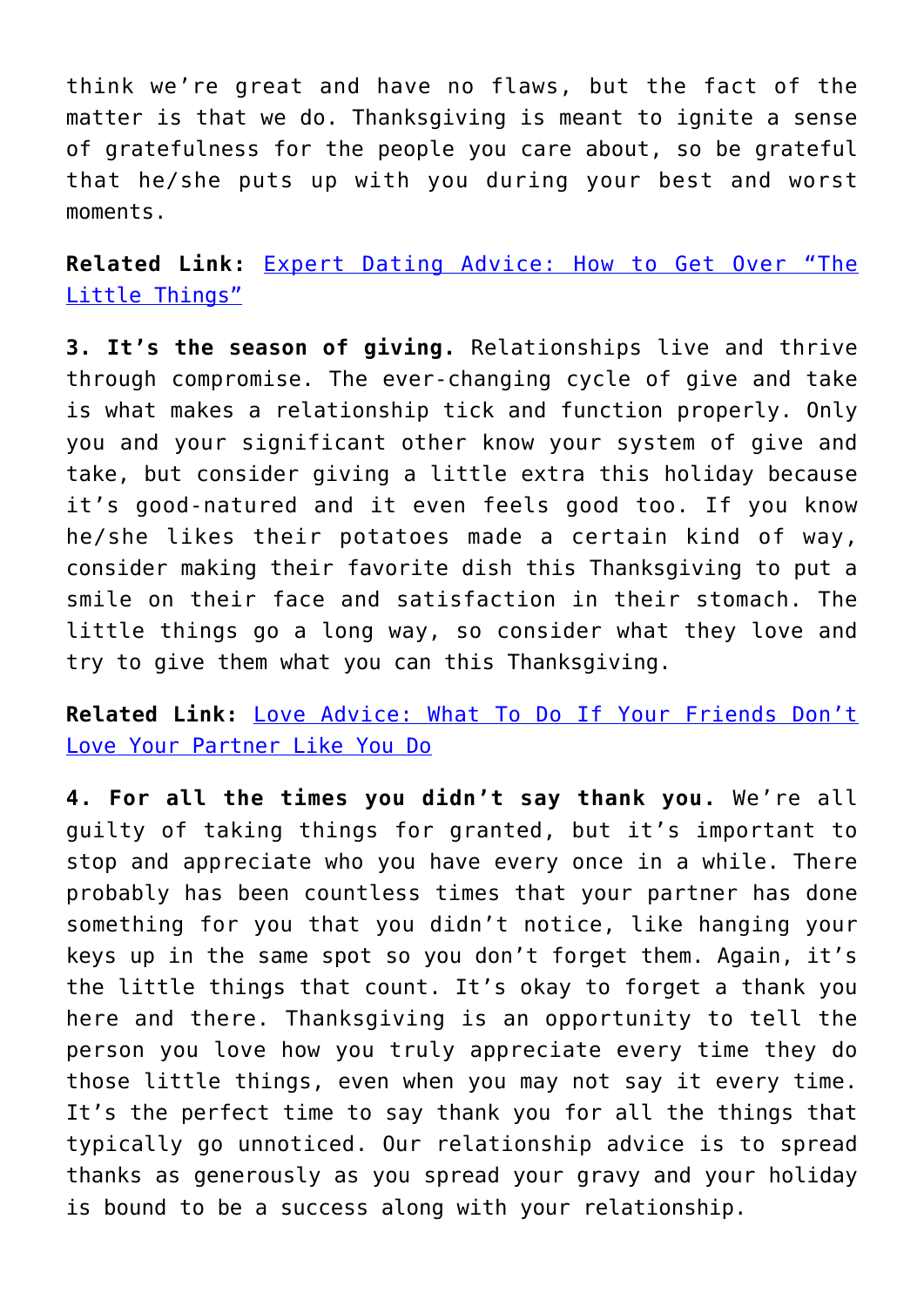think we're great and have no flaws, but the fact of the matter is that we do. Thanksgiving is meant to ignite a sense of gratefulness for the people you care about, so be grateful that he/she puts up with you during your best and worst moments.

**Related Link:** Expert Dating Advice: How to Get Over "The Little Things"

**3. It's the season of giving.** Relationships live and thrive through compromise. The ever-changing cycle of give and take is what makes a relationship tick and function properly. Only you and your significant other know your system of give and take, but consider giving a little extra this holiday because it's good-natured and it even feels good too. If you know he/she likes their potatoes made a certain kind of way, consider making their favorite dish this Thanksgiving to put a smile on their face and satisfaction in their stomach. The little things go a long way, so consider what they love and try to give them what you can this Thanksgiving.

**Related Link:** Love Advice: What To Do If Your Friends Don't Love Your Partner Like You Do

**4. For all the times you didn't say thank you.** We're all guilty of taking things for granted, but it's important to stop and appreciate who you have every once in a while. There probably has been countless times that your partner has done something for you that you didn't notice, like hanging your keys up in the same spot so you don't forget them. Again, it's the little things that count. It's okay to forget a thank you here and there. Thanksgiving is an opportunity to tell the person you love how you truly appreciate every time they do those little things, even when you may not say it every time. It's the perfect time to say thank you for all the things that typically go unnoticed. Our relationship advice is to spread thanks as generously as you spread your gravy and your holiday is bound to be a success along with your relationship.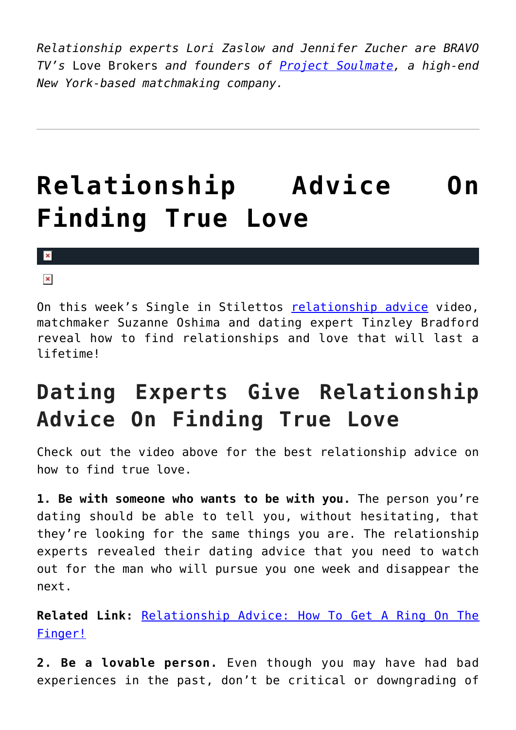*Relationship experts Lori Zaslow and Jennifer Zucher are BRAVO TV's* Love Brokers *and founders of [Project Soulmate](), a high-end New York-based matchmaking company.*

---

# Relationship Advice On Finding True Love

On this week's Single in Stilettos [relationship advice]() video, matchmaker Suzanne Oshima and dating expert Tinzley Bradford reveal how to find relationships and love that will last a lifetime!

## Dating Experts Give Relationship Advice On Finding True Love

Check out the video above for the best relationship advice on how to find true love.

**1. Be with someone who wants to be with you.** The person you're dating should be able to tell you, without hesitating, that they're looking for the same things you are. The relationship experts revealed their dating advice that you need to watch out for the man who will pursue you one week and disappear the next.

**Related Link:** [Relationship Advice: How To Get A Ring On The Finger!]()

**2. Be a lovable person.** Even though you may have had bad experiences in the past, don't be critical or downgrading of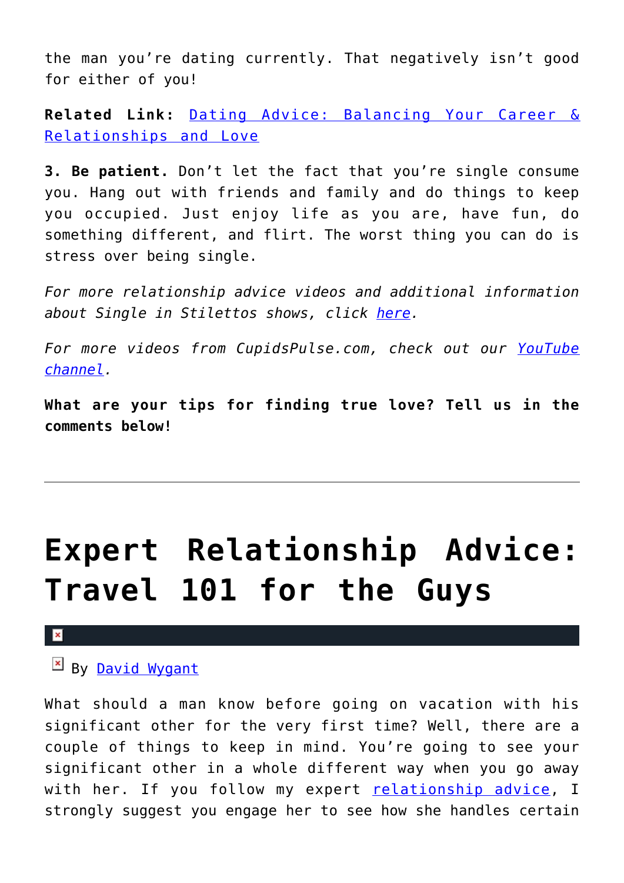the man you're dating currently. That negatively isn't good for either of you!

**Related Link:** Dating Advice: Balancing Your Career & Relationships and Love

**3. Be patient.** Don't let the fact that you're single consume you. Hang out with friends and family and do things to keep you occupied. Just enjoy life as you are, have fun, do something different, and flirt. The worst thing you can do is stress over being single.

*For more relationship advice videos and additional information about Single in Stilettos shows, click here.*

*For more videos from CupidsPulse.com, check out our YouTube channel.*

**What are your tips for finding true love? Tell us in the comments below!**

---

# Expert Relationship Advice: Travel 101 for the Guys

By David Wygant

What should a man know before going on vacation with his significant other for the very first time? Well, there are a couple of things to keep in mind. You're going to see your significant other in a whole different way when you go away with her. If you follow my expert relationship advice, I strongly suggest you engage her to see how she handles certain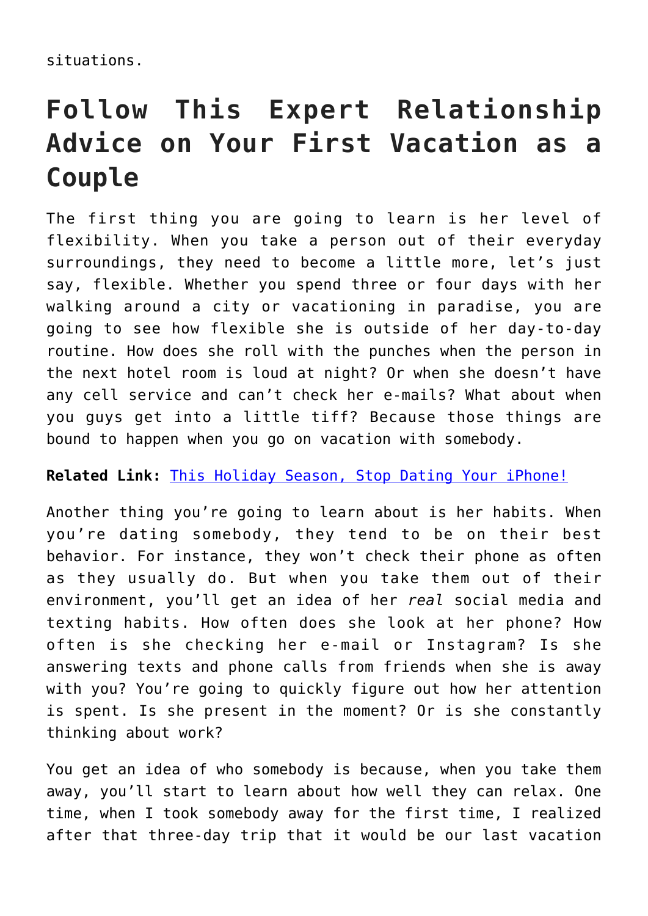situations.

## Follow This Expert Relationship Advice on Your First Vacation as a Couple

The first thing you are going to learn is her level of flexibility. When you take a person out of their everyday surroundings, they need to become a little more, let's just say, flexible. Whether you spend three or four days with her walking around a city or vacationing in paradise, you are going to see how flexible she is outside of her day-to-day routine. How does she roll with the punches when the person in the next hotel room is loud at night? Or when she doesn't have any cell service and can't check her e-mails? What about when you guys get into a little tiff? Because those things are bound to happen when you go on vacation with somebody.

**Related Link:** [This Holiday Season, Stop Dating Your iPhone!]()

Another thing you're going to learn about is her habits. When you're dating somebody, they tend to be on their best behavior. For instance, they won't check their phone as often as they usually do. But when you take them out of their environment, you'll get an idea of her *real* social media and texting habits. How often does she look at her phone? How often is she checking her e-mail or Instagram? Is she answering texts and phone calls from friends when she is away with you? You're going to quickly figure out how her attention is spent. Is she present in the moment? Or is she constantly thinking about work?

You get an idea of who somebody is because, when you take them away, you'll start to learn about how well they can relax. One time, when I took somebody away for the first time, I realized after that three-day trip that it would be our last vacation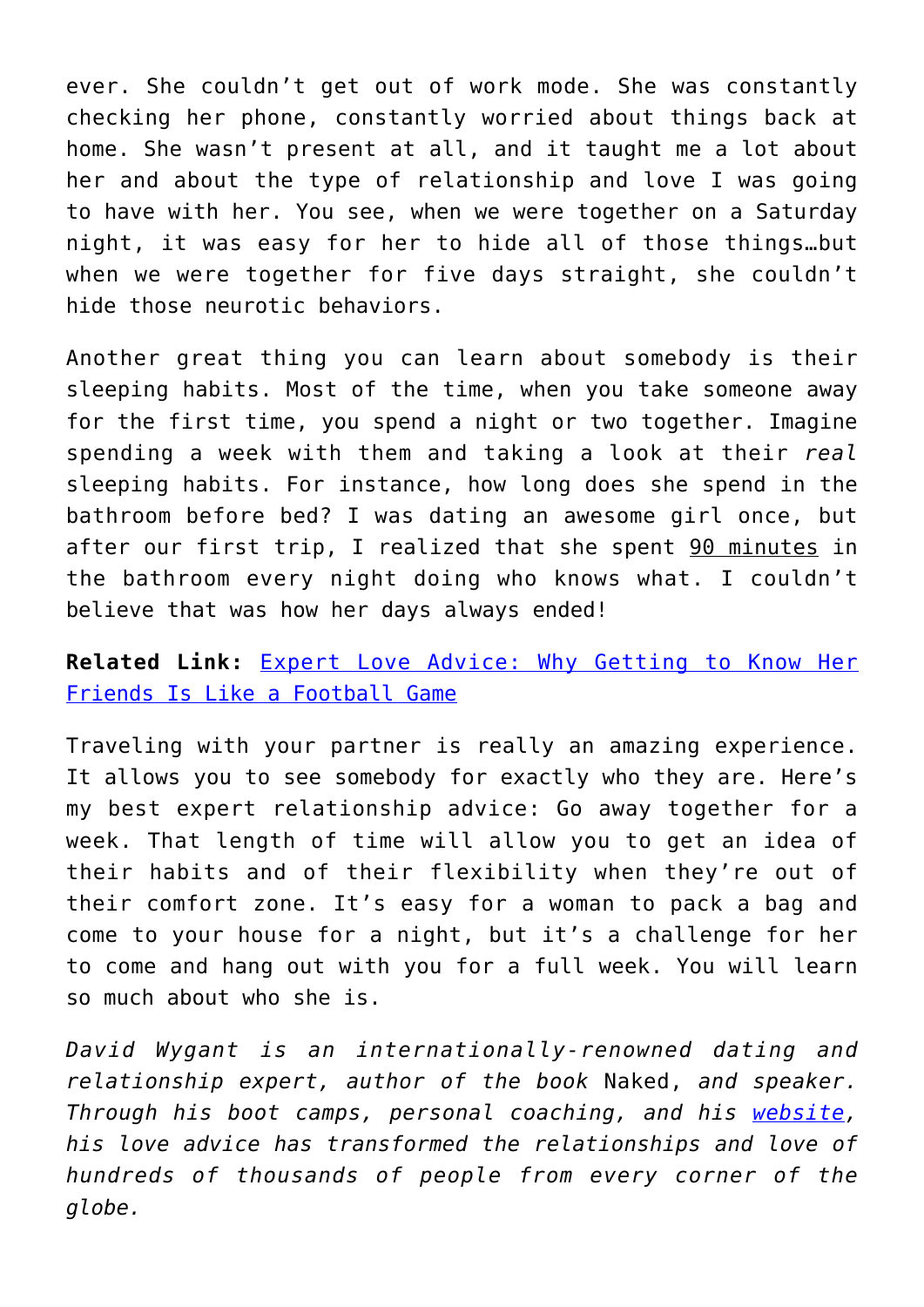ever. She couldn't get out of work mode. She was constantly checking her phone, constantly worried about things back at home. She wasn't present at all, and it taught me a lot about her and about the type of relationship and love I was going to have with her. You see, when we were together on a Saturday night, it was easy for her to hide all of those things…but when we were together for five days straight, she couldn't hide those neurotic behaviors.

Another great thing you can learn about somebody is their sleeping habits. Most of the time, when you take someone away for the first time, you spend a night or two together. Imagine spending a week with them and taking a look at their *real* sleeping habits. For instance, how long does she spend in the bathroom before bed? I was dating an awesome girl once, but after our first trip, I realized that she spent 90 minutes in the bathroom every night doing who knows what. I couldn't believe that was how her days always ended!

**Related Link:** [Expert Love Advice: Why Getting to Know Her Friends Is Like a Football Game]

Traveling with your partner is really an amazing experience. It allows you to see somebody for exactly who they are. Here's my best expert relationship advice: Go away together for a week. That length of time will allow you to get an idea of their habits and of their flexibility when they're out of their comfort zone. It's easy for a woman to pack a bag and come to your house for a night, but it's a challenge for her to come and hang out with you for a full week. You will learn so much about who she is.

*David Wygant is an internationally-renowned dating and relationship expert, author of the book* Naked, *and speaker. Through his boot camps, personal coaching, and his [website], his love advice has transformed the relationships and love of hundreds of thousands of people from every corner of the globe.*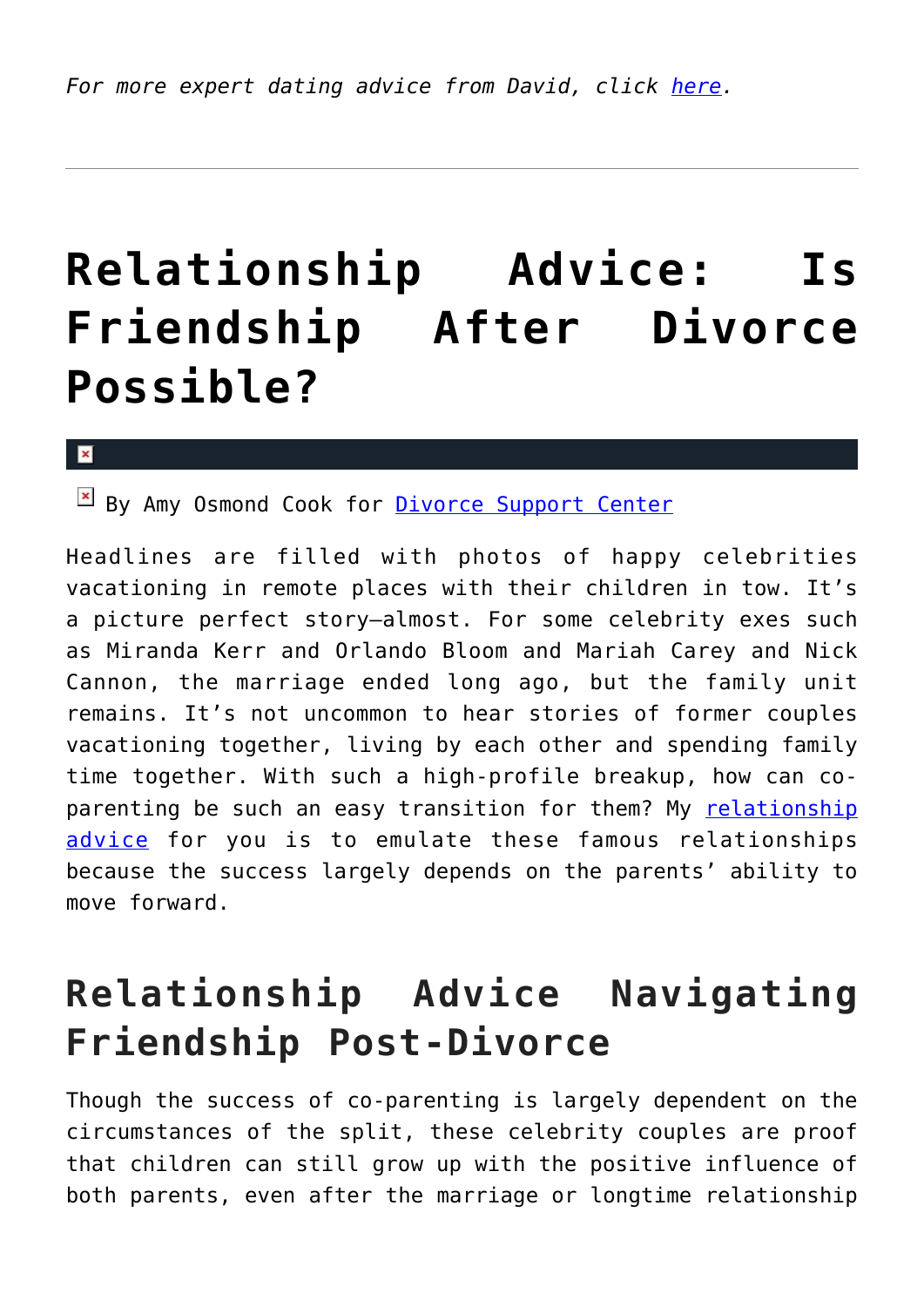*For more expert dating advice from David, click here.*

---

# Relationship Advice: Is Friendship After Divorce Possible?

By Amy Osmond Cook for Divorce Support Center

Headlines are filled with photos of happy celebrities vacationing in remote places with their children in tow. It's a picture perfect story—almost. For some celebrity exes such as Miranda Kerr and Orlando Bloom and Mariah Carey and Nick Cannon, the marriage ended long ago, but the family unit remains. It's not uncommon to hear stories of former couples vacationing together, living by each other and spending family time together. With such a high-profile breakup, how can co-parenting be such an easy transition for them? My relationship advice for you is to emulate these famous relationships because the success largely depends on the parents' ability to move forward.

## Relationship Advice Navigating Friendship Post-Divorce

Though the success of co-parenting is largely dependent on the circumstances of the split, these celebrity couples are proof that children can still grow up with the positive influence of both parents, even after the marriage or longtime relationship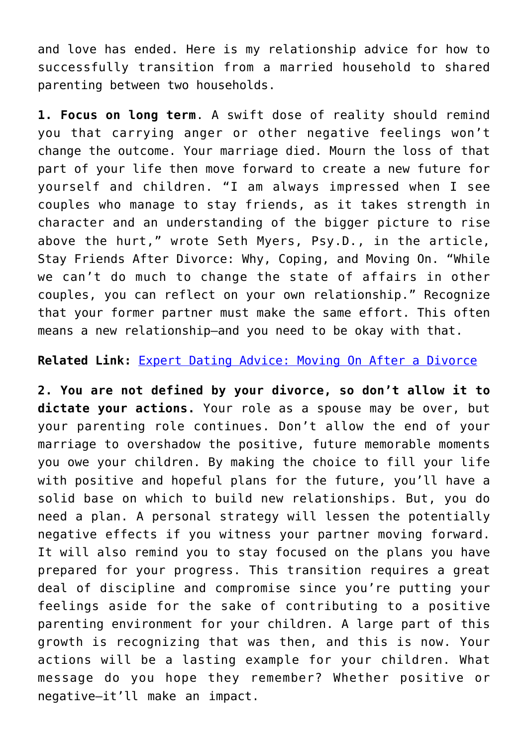and love has ended. Here is my relationship advice for how to successfully transition from a married household to shared parenting between two households.

**1. Focus on long term**. A swift dose of reality should remind you that carrying anger or other negative feelings won't change the outcome. Your marriage died. Mourn the loss of that part of your life then move forward to create a new future for yourself and children. "I am always impressed when I see couples who manage to stay friends, as it takes strength in character and an understanding of the bigger picture to rise above the hurt," wrote Seth Myers, Psy.D., in the article, Stay Friends After Divorce: Why, Coping, and Moving On. "While we can't do much to change the state of affairs in other couples, you can reflect on your own relationship." Recognize that your former partner must make the same effort. This often means a new relationship—and you need to be okay with that.

**Related Link:** [Expert Dating Advice: Moving On After a Divorce]

**2. You are not defined by your divorce, so don't allow it to dictate your actions.** Your role as a spouse may be over, but your parenting role continues. Don't allow the end of your marriage to overshadow the positive, future memorable moments you owe your children. By making the choice to fill your life with positive and hopeful plans for the future, you'll have a solid base on which to build new relationships. But, you do need a plan. A personal strategy will lessen the potentially negative effects if you witness your partner moving forward. It will also remind you to stay focused on the plans you have prepared for your progress. This transition requires a great deal of discipline and compromise since you're putting your feelings aside for the sake of contributing to a positive parenting environment for your children. A large part of this growth is recognizing that was then, and this is now. Your actions will be a lasting example for your children. What message do you hope they remember? Whether positive or negative—it'll make an impact.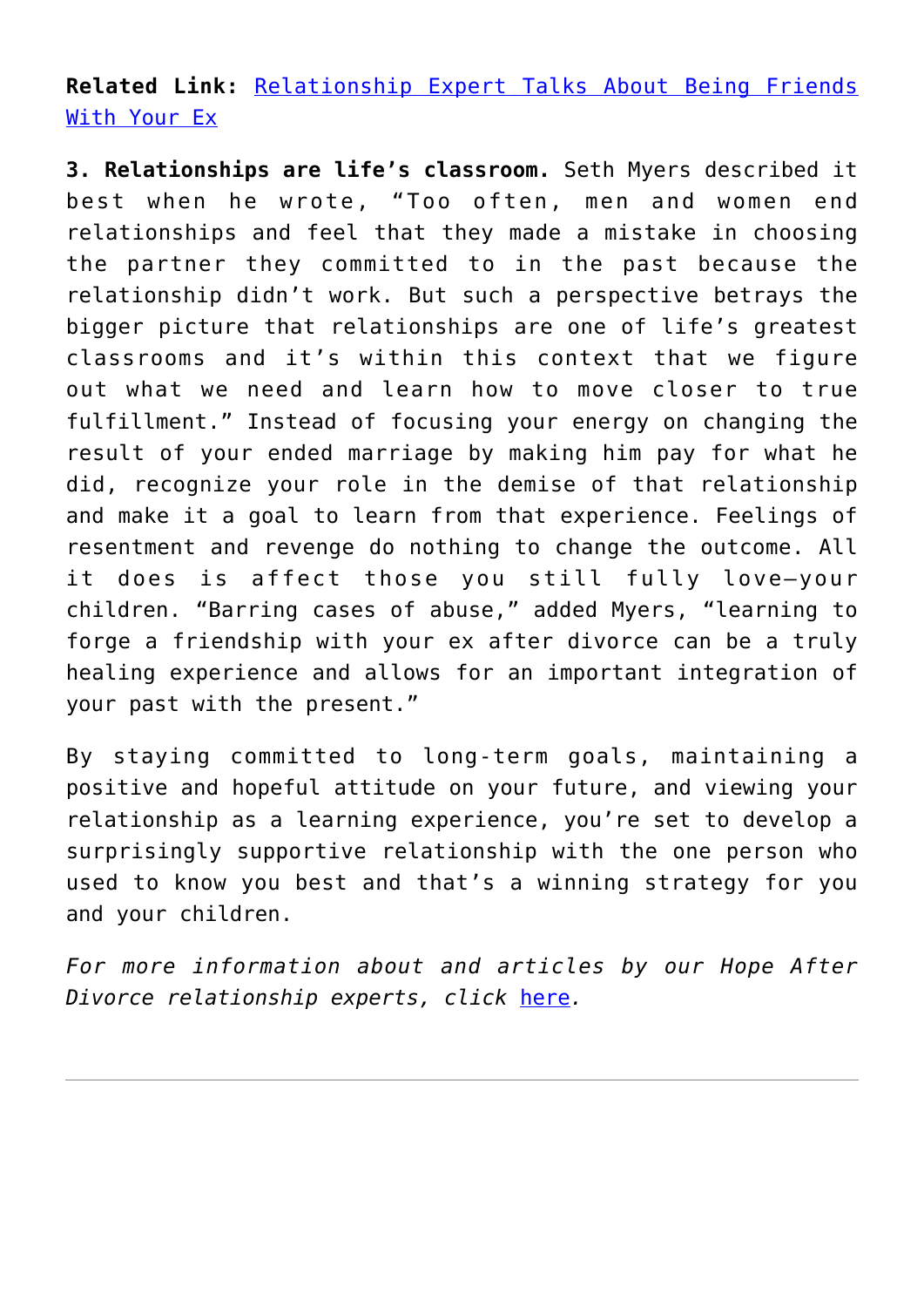**Related Link:** [Relationship Expert Talks About Being Friends With Your Ex]()

**3. Relationships are life's classroom.** Seth Myers described it best when he wrote, "Too often, men and women end relationships and feel that they made a mistake in choosing the partner they committed to in the past because the relationship didn't work. But such a perspective betrays the bigger picture that relationships are one of life's greatest classrooms and it's within this context that we figure out what we need and learn how to move closer to true fulfillment." Instead of focusing your energy on changing the result of your ended marriage by making him pay for what he did, recognize your role in the demise of that relationship and make it a goal to learn from that experience. Feelings of resentment and revenge do nothing to change the outcome. All it does is affect those you still fully love—your children. "Barring cases of abuse," added Myers, "learning to forge a friendship with your ex after divorce can be a truly healing experience and allows for an important integration of your past with the present."

By staying committed to long-term goals, maintaining a positive and hopeful attitude on your future, and viewing your relationship as a learning experience, you're set to develop a surprisingly supportive relationship with the one person who used to know you best and that's a winning strategy for you and your children.

*For more information about and articles by our Hope After Divorce relationship experts, click [here]().*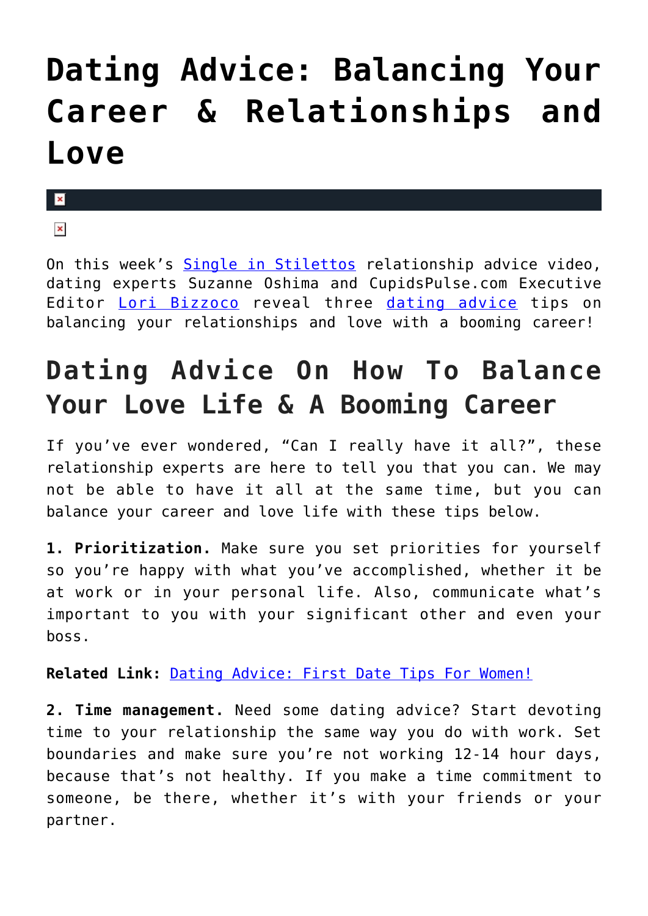# Dating Advice: Balancing Your Career & Relationships and Love

On this week's Single in Stilettos relationship advice video, dating experts Suzanne Oshima and CupidsPulse.com Executive Editor Lori Bizzoco reveal three dating advice tips on balancing your relationships and love with a booming career!

## Dating Advice On How To Balance Your Love Life & A Booming Career

If you've ever wondered, "Can I really have it all?", these relationship experts are here to tell you that you can. We may not be able to have it all at the same time, but you can balance your career and love life with these tips below.

**1. Prioritization.** Make sure you set priorities for yourself so you're happy with what you've accomplished, whether it be at work or in your personal life. Also, communicate what's important to you with your significant other and even your boss.

**Related Link:** Dating Advice: First Date Tips For Women!

**2. Time management.** Need some dating advice? Start devoting time to your relationship the same way you do with work. Set boundaries and make sure you're not working 12-14 hour days, because that's not healthy. If you make a time commitment to someone, be there, whether it's with your friends or your partner.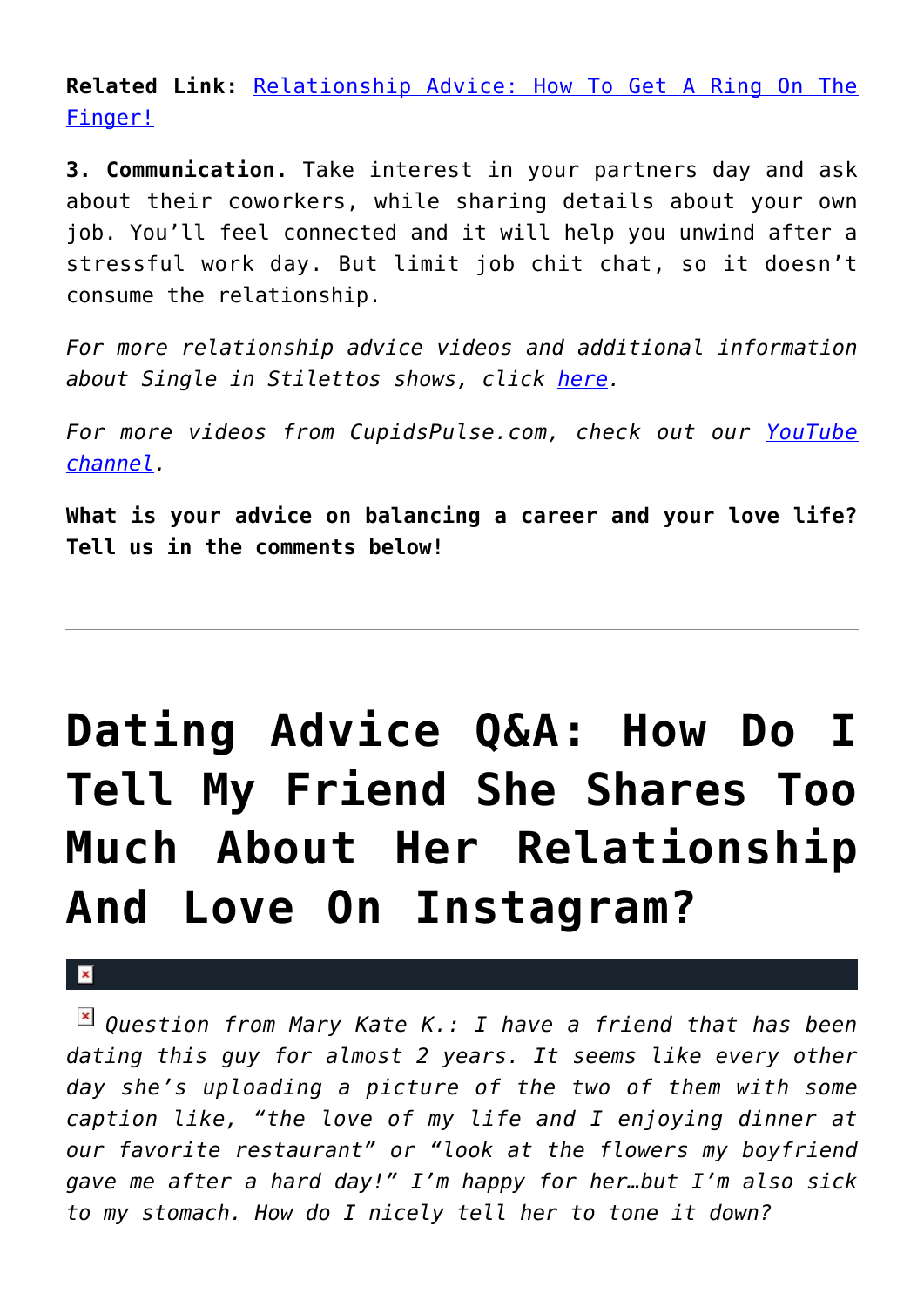**Related Link:** Relationship Advice: How To Get A Ring On The Finger!

**3. Communication.** Take interest in your partners day and ask about their coworkers, while sharing details about your own job. You'll feel connected and it will help you unwind after a stressful work day. But limit job chit chat, so it doesn't consume the relationship.

*For more relationship advice videos and additional information about Single in Stilettos shows, click here.*

*For more videos from CupidsPulse.com, check out our YouTube channel.*

**What is your advice on balancing a career and your love life? Tell us in the comments below!**

---

# Dating Advice Q&A: How Do I Tell My Friend She Shares Too Much About Her Relationship And Love On Instagram?

*Question from Mary Kate K.: I have a friend that has been dating this guy for almost 2 years. It seems like every other day she's uploading a picture of the two of them with some caption like, "the love of my life and I enjoying dinner at our favorite restaurant" or "look at the flowers my boyfriend gave me after a hard day!" I'm happy for her…but I'm also sick to my stomach. How do I nicely tell her to tone it down?*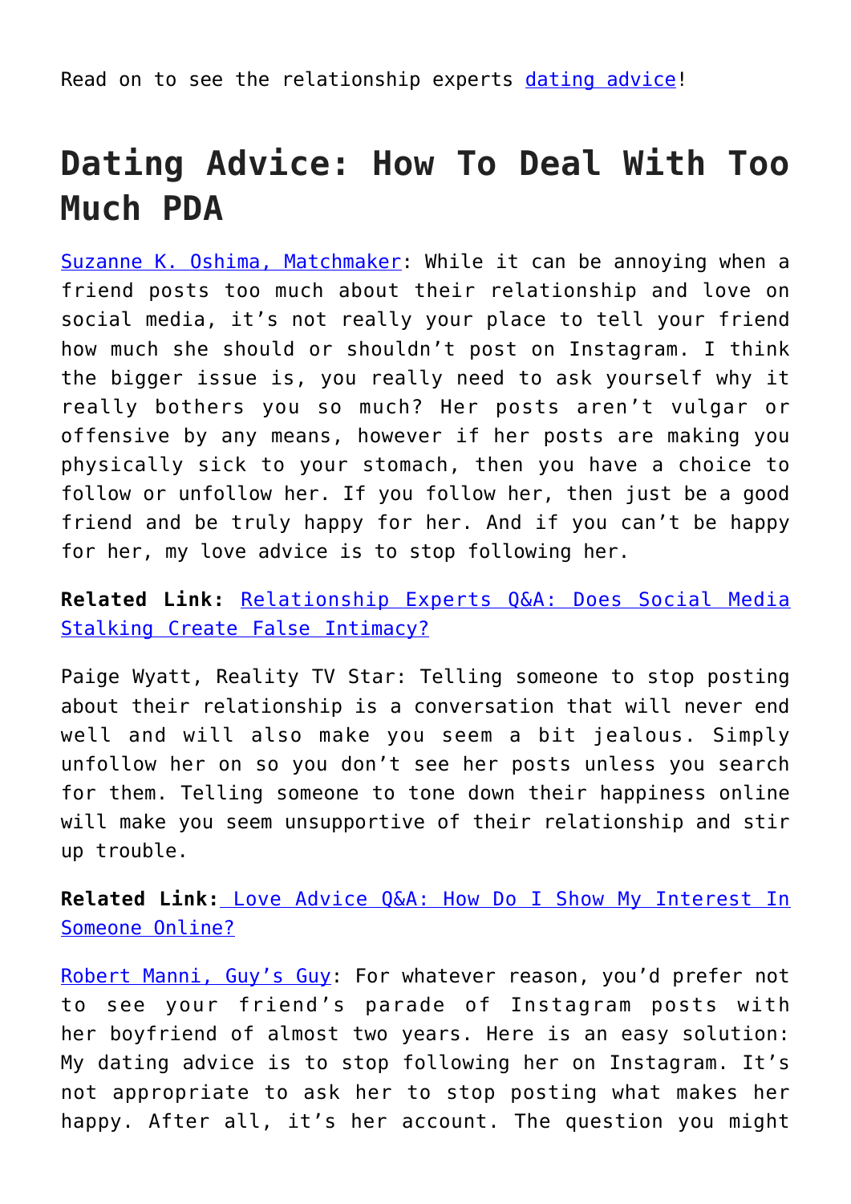Read on to see the relationship experts dating advice!

## Dating Advice: How To Deal With Too Much PDA

Suzanne K. Oshima, Matchmaker: While it can be annoying when a friend posts too much about their relationship and love on social media, it's not really your place to tell your friend how much she should or shouldn't post on Instagram. I think the bigger issue is, you really need to ask yourself why it really bothers you so much? Her posts aren't vulgar or offensive by any means, however if her posts are making you physically sick to your stomach, then you have a choice to follow or unfollow her. If you follow her, then just be a good friend and be truly happy for her. And if you can't be happy for her, my love advice is to stop following her.

**Related Link:** Relationship Experts Q&A: Does Social Media Stalking Create False Intimacy?

Paige Wyatt, Reality TV Star: Telling someone to stop posting about their relationship is a conversation that will never end well and will also make you seem a bit jealous. Simply unfollow her on so you don't see her posts unless you search for them. Telling someone to tone down their happiness online will make you seem unsupportive of their relationship and stir up trouble.

**Related Link:** Love Advice Q&A: How Do I Show My Interest In Someone Online?

Robert Manni, Guy's Guy: For whatever reason, you'd prefer not to see your friend's parade of Instagram posts with her boyfriend of almost two years. Here is an easy solution: My dating advice is to stop following her on Instagram. It's not appropriate to ask her to stop posting what makes her happy. After all, it's her account. The question you might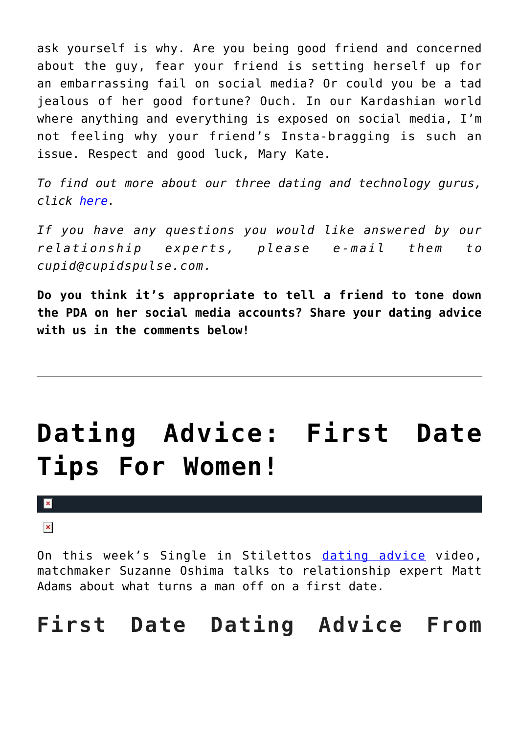ask yourself is why. Are you being good friend and concerned about the guy, fear your friend is setting herself up for an embarrassing fail on social media? Or could you be a tad jealous of her good fortune? Ouch. In our Kardashian world where anything and everything is exposed on social media, I'm not feeling why your friend's Insta-bragging is such an issue. Respect and good luck, Mary Kate.

*To find out more about our three dating and technology gurus, click here.*

*If you have any questions you would like answered by our relationship experts, please e-mail them to cupid@cupidspulse.com.*

**Do you think it's appropriate to tell a friend to tone down the PDA on her social media accounts? Share your dating advice with us in the comments below!**

---

# Dating Advice: First Date Tips For Women!

On this week's Single in Stilettos dating advice video, matchmaker Suzanne Oshima talks to relationship expert Matt Adams about what turns a man off on a first date.

## First Date Dating Advice From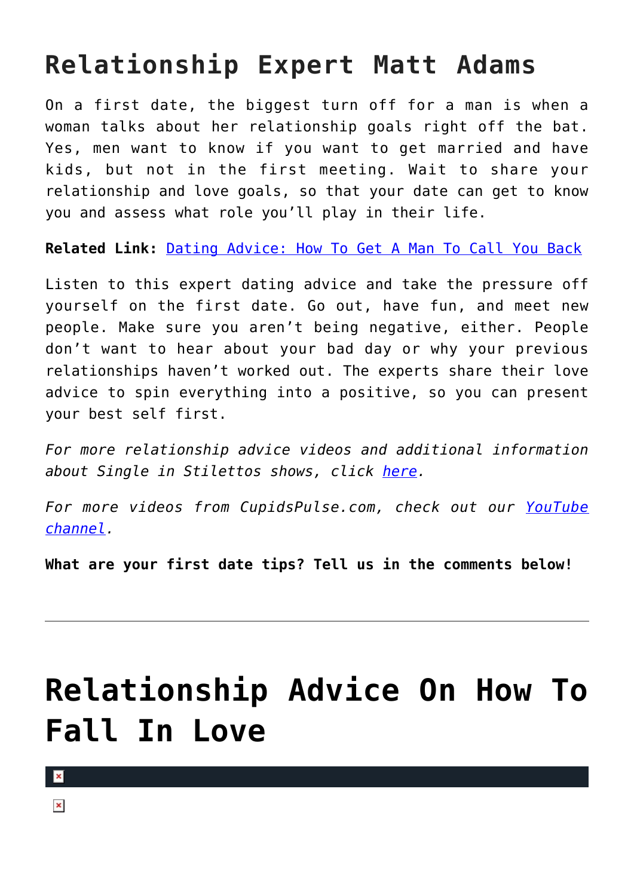## Relationship Expert Matt Adams

On a first date, the biggest turn off for a man is when a woman talks about her relationship goals right off the bat. Yes, men want to know if you want to get married and have kids, but not in the first meeting. Wait to share your relationship and love goals, so that your date can get to know you and assess what role you'll play in their life.

**Related Link:** Dating Advice: How To Get A Man To Call You Back

Listen to this expert dating advice and take the pressure off yourself on the first date. Go out, have fun, and meet new people. Make sure you aren't being negative, either. People don't want to hear about your bad day or why your previous relationships haven't worked out. The experts share their love advice to spin everything into a positive, so you can present your best self first.

*For more relationship advice videos and additional information about Single in Stilettos shows, click here.*

*For more videos from CupidsPulse.com, check out our YouTube channel.*

**What are your first date tips? Tell us in the comments below!**

---

# Relationship Advice On How To Fall In Love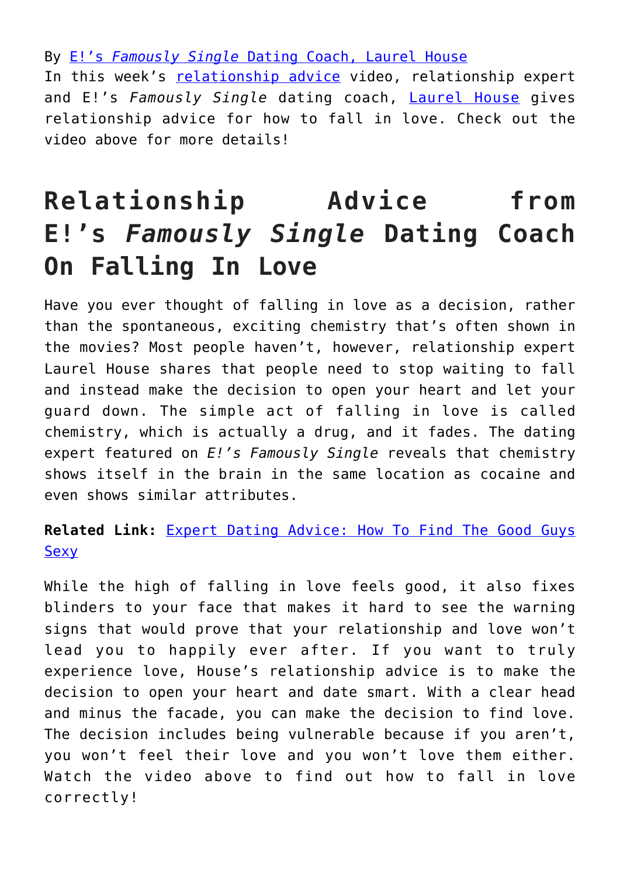By E!'s *Famously Single* Dating Coach, Laurel House

In this week's relationship advice video, relationship expert and E!'s *Famously Single* dating coach, Laurel House gives relationship advice for how to fall in love. Check out the video above for more details!

# Relationship Advice from E!'s *Famously Single* Dating Coach On Falling In Love

Have you ever thought of falling in love as a decision, rather than the spontaneous, exciting chemistry that's often shown in the movies? Most people haven't, however, relationship expert Laurel House shares that people need to stop waiting to fall and instead make the decision to open your heart and let your guard down. The simple act of falling in love is called chemistry, which is actually a drug, and it fades. The dating expert featured on *E!'s Famously Single* reveals that chemistry shows itself in the brain in the same location as cocaine and even shows similar attributes.

**Related Link:** Expert Dating Advice: How To Find The Good Guys Sexy

While the high of falling in love feels good, it also fixes blinders to your face that makes it hard to see the warning signs that would prove that your relationship and love won't lead you to happily ever after. If you want to truly experience love, House's relationship advice is to make the decision to open your heart and date smart. With a clear head and minus the facade, you can make the decision to find love. The decision includes being vulnerable because if you aren't, you won't feel their love and you won't love them either. Watch the video above to find out how to fall in love correctly!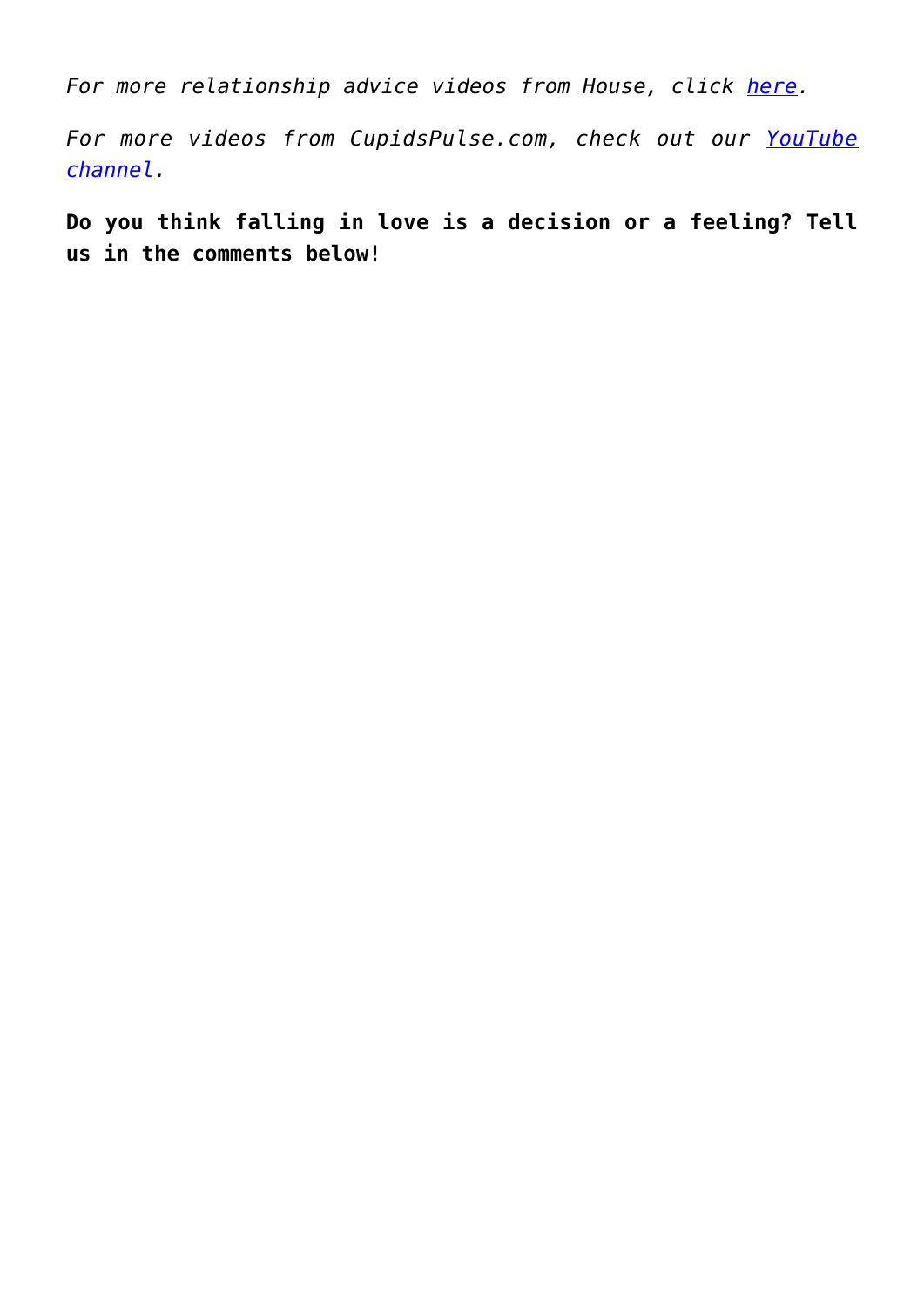*For more relationship advice videos from House, click here.*

*For more videos from CupidsPulse.com, check out our YouTube channel.*

**Do you think falling in love is a decision or a feeling? Tell us in the comments below!**